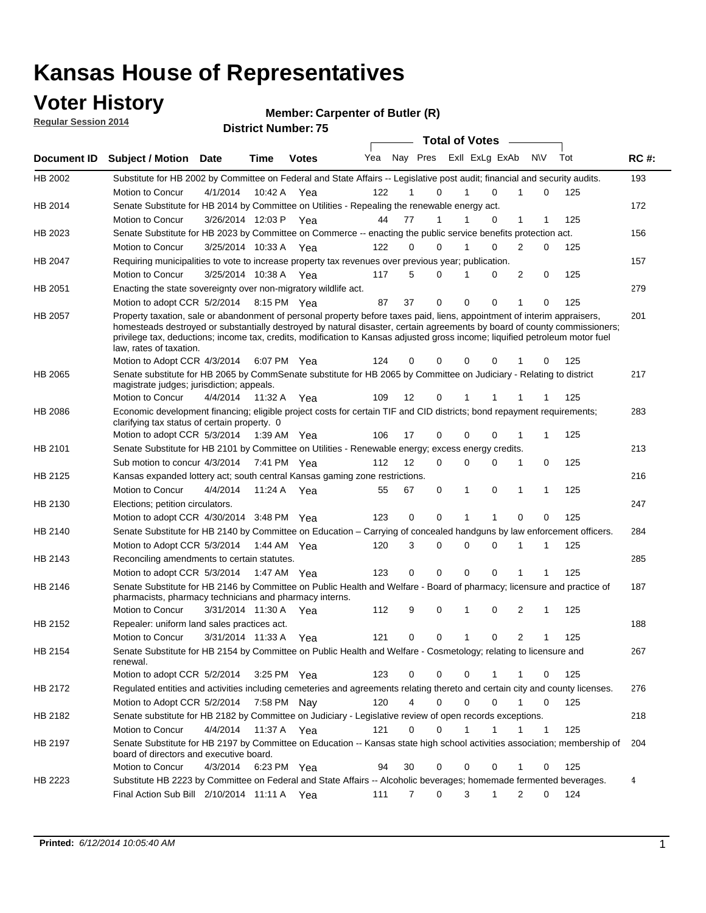# Kansas House of Representatives

## Voter History

**Regular Session 2014**

**Member: Carpenter of Butler (R)**

**District Number: 75**

| Document ID | Subject / Motion | Date | Time | Votes | Yea | Nay | Pres | ExII | ExLg | ExAb | N\V | Tot | RC #: |
|---|---|---|---|---|---|---|---|---|---|---|---|---|---|
| HB 2002 | Substitute for HB 2002 by Committee on Federal and State Affairs -- Legislative post audit; financial and security audits. | | | | | | | | | | | | 193 |
| | Motion to Concur | 4/1/2014 | 10:42 A | Yea | 122 | 1 | 0 | 1 | 0 | 1 | 0 | 125 | |
| HB 2014 | Senate Substitute for HB 2014 by Committee on Utilities - Repealing the renewable energy act. | | | | | | | | | | | | 172 |
| | Motion to Concur | 3/26/2014 | 12:03 P | Yea | 44 | 77 | 1 | 1 | 0 | 1 | 1 | 125 | |
| HB 2023 | Senate Substitute for HB 2023 by Committee on Commerce -- enacting the public service benefits protection act. | | | | | | | | | | | | 156 |
| | Motion to Concur | 3/25/2014 | 10:33 A | Yea | 122 | 0 | 0 | 1 | 0 | 2 | 0 | 125 | |
| HB 2047 | Requiring municipalities to vote to increase property tax revenues over previous year; publication. | | | | | | | | | | | | 157 |
| | Motion to Concur | 3/25/2014 | 10:38 A | Yea | 117 | 5 | 0 | 1 | 0 | 2 | 0 | 125 | |
| HB 2051 | Enacting the state sovereignty over non-migratory wildlife act. | | | | | | | | | | | | 279 |
| | Motion to adopt CCR | 5/2/2014 | 8:15 PM | Yea | 87 | 37 | 0 | 0 | 0 | 1 | 0 | 125 | |
| HB 2057 | Property taxation, sale or abandonment of personal property before taxes paid, liens, appointment of interim appraisers, homesteads destroyed or substantially destroyed by natural disaster, certain agreements by board of county commissioners; privilege tax, deductions; income tax, credits, modification to Kansas adjusted gross income; liquified petroleum motor fuel law, rates of taxation. | | | | | | | | | | | | 201 |
| | Motion to Adopt CCR | 4/3/2014 | 6:07 PM | Yea | 124 | 0 | 0 | 0 | 0 | 1 | 0 | 125 | |
| HB 2065 | Senate substitute for HB 2065 by CommSenate substitute for HB 2065 by Committee on Judiciary - Relating to district magistrate judges; jurisdiction; appeals. | | | | | | | | | | | | 217 |
| | Motion to Concur | 4/4/2014 | 11:32 A | Yea | 109 | 12 | 0 | 1 | 1 | 1 | 1 | 125 | |
| HB 2086 | Economic development financing; eligible project costs for certain TIF and CID districts; bond repayment requirements; clarifying tax status of certain property. 0 | | | | | | | | | | | | 283 |
| | Motion to adopt CCR | 5/3/2014 | 1:39 AM | Yea | 106 | 17 | 0 | 0 | 0 | 1 | 1 | 125 | |
| HB 2101 | Senate Substitute for HB 2101 by Committee on Utilities - Renewable energy; excess energy credits. | | | | | | | | | | | | 213 |
| | Sub motion to concur | 4/3/2014 | 7:41 PM | Yea | 112 | 12 | 0 | 0 | 0 | 1 | 0 | 125 | |
| HB 2125 | Kansas expanded lottery act; south central Kansas gaming zone restrictions. | | | | | | | | | | | | 216 |
| | Motion to Concur | 4/4/2014 | 11:24 A | Yea | 55 | 67 | 0 | 1 | 0 | 1 | 1 | 125 | |
| HB 2130 | Elections; petition circulators. | | | | | | | | | | | | 247 |
| | Motion to adopt CCR | 4/30/2014 | 3:48 PM | Yea | 123 | 0 | 0 | 1 | 1 | 0 | 0 | 125 | |
| HB 2140 | Senate Substitute for HB 2140 by Committee on Education – Carrying of concealed handguns by law enforcement officers. | | | | | | | | | | | | 284 |
| | Motion to Adopt CCR | 5/3/2014 | 1:44 AM | Yea | 120 | 3 | 0 | 0 | 0 | 1 | 1 | 125 | |
| HB 2143 | Reconciling amendments to certain statutes. | | | | | | | | | | | | 285 |
| | Motion to adopt CCR | 5/3/2014 | 1:47 AM | Yea | 123 | 0 | 0 | 0 | 0 | 1 | 1 | 125 | |
| HB 2146 | Senate Substitute for HB 2146 by Committee on Public Health and Welfare - Board of pharmacy; licensure and practice of pharmacists, pharmacy technicians and pharmacy interns. | | | | | | | | | | | | 187 |
| | Motion to Concur | 3/31/2014 | 11:30 A | Yea | 112 | 9 | 0 | 1 | 0 | 2 | 1 | 125 | |
| HB 2152 | Repealer: uniform land sales practices act. | | | | | | | | | | | | 188 |
| | Motion to Concur | 3/31/2014 | 11:33 A | Yea | 121 | 0 | 0 | 1 | 0 | 2 | 1 | 125 | |
| HB 2154 | Senate Substitute for HB 2154 by Committee on Public Health and Welfare - Cosmetology; relating to licensure and renewal. | | | | | | | | | | | | 267 |
| | Motion to adopt CCR | 5/2/2014 | 3:25 PM | Yea | 123 | 0 | 0 | 0 | 1 | 1 | 0 | 125 | |
| HB 2172 | Regulated entities and activities including cemeteries and agreements relating thereto and certain city and county licenses. | | | | | | | | | | | | 276 |
| | Motion to Adopt CCR | 5/2/2014 | 7:58 PM | Nay | 120 | 4 | 0 | 0 | 0 | 1 | 0 | 125 | |
| HB 2182 | Senate substitute for HB 2182 by Committee on Judiciary - Legislative review of open records exceptions. | | | | | | | | | | | | 218 |
| | Motion to Concur | 4/4/2014 | 11:37 A | Yea | 121 | 0 | 0 | 1 | 1 | 1 | 1 | 125 | |
| HB 2197 | Senate Substitute for HB 2197 by Committee on Education -- Kansas state high school activities association; membership of board of directors and executive board. | | | | | | | | | | | | 204 |
| | Motion to Concur | 4/3/2014 | 6:23 PM | Yea | 94 | 30 | 0 | 0 | 0 | 1 | 0 | 125 | |
| HB 2223 | Substitute HB 2223 by Committee on Federal and State Affairs -- Alcoholic beverages; homemade fermented beverages. | | | | | | | | | | | | 4 |
| | Final Action Sub Bill | 2/10/2014 | 11:11 A | Yea | 111 | 7 | 0 | 3 | 1 | 2 | 0 | 124 | |

**Printed:** *6/12/2014 10:05:40 AM*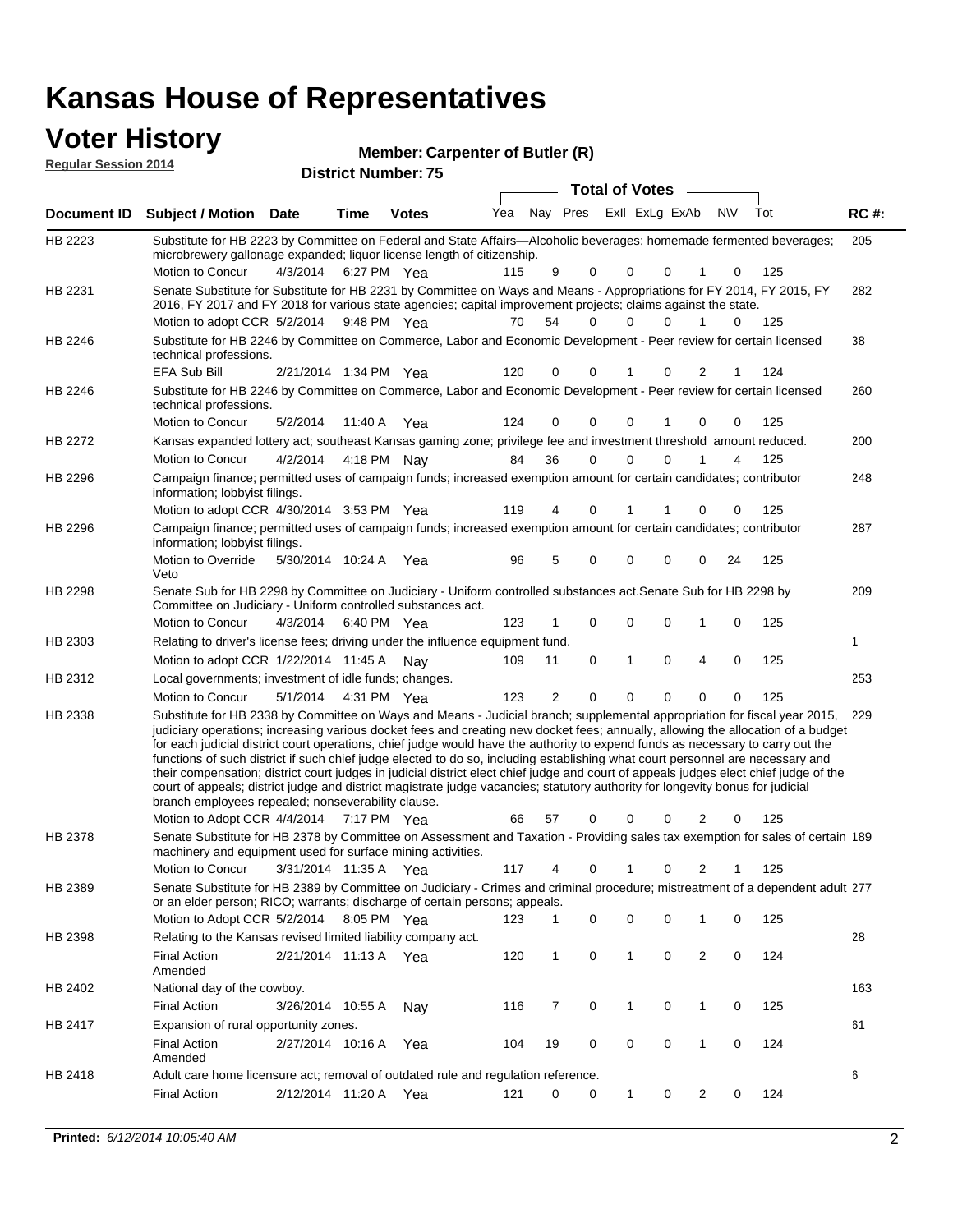# Kansas House of Representatives

## Voter History

**Regular Session 2014**

**Member: Carpenter of Butler (R)**

**District Number: 75**

| Document ID | Subject / Motion | Date | Time | Votes | Yea | Nay | Pres | ExII | ExLg | ExAb | N\V | Tot | RC #: |
|---|---|---|---|---|---|---|---|---|---|---|---|---|---|
| HB 2223 | Substitute for HB 2223 by Committee on Federal and State Affairs—Alcoholic beverages; homemade fermented beverages; microbrewery gallonage expanded; liquor license length of citizenship. | | | | | | | | | | | | 205 |
| | Motion to Concur | 4/3/2014 | 6:27 PM | Yea | 115 | 9 | 0 | 0 | 0 | 1 | 0 | 125 | |
| HB 2231 | Senate Substitute for Substitute for HB 2231 by Committee on Ways and Means - Appropriations for FY 2014, FY 2015, FY 2016, FY 2017 and FY 2018 for various state agencies; capital improvement projects; claims against the state. | | | | | | | | | | | | 282 |
| | Motion to adopt CCR | 5/2/2014 | 9:48 PM | Yea | 70 | 54 | 0 | 0 | 0 | 1 | 0 | 125 | |
| HB 2246 | Substitute for HB 2246 by Committee on Commerce, Labor and Economic Development - Peer review for certain licensed technical professions. | | | | | | | | | | | | 38 |
| | EFA Sub Bill | 2/21/2014 | 1:34 PM | Yea | 120 | 0 | 0 | 1 | 0 | 2 | 1 | 124 | |
| HB 2246 | Substitute for HB 2246 by Committee on Commerce, Labor and Economic Development - Peer review for certain licensed technical professions. | | | | | | | | | | | | 260 |
| | Motion to Concur | 5/2/2014 | 11:40 A | Yea | 124 | 0 | 0 | 0 | 1 | 0 | 0 | 125 | |
| HB 2272 | Kansas expanded lottery act; southeast Kansas gaming zone; privilege fee and investment threshold amount reduced. | | | | | | | | | | | | 200 |
| | Motion to Concur | 4/2/2014 | 4:18 PM | Nay | 84 | 36 | 0 | 0 | 0 | 1 | 4 | 125 | |
| HB 2296 | Campaign finance; permitted uses of campaign funds; increased exemption amount for certain candidates; contributor information; lobbyist filings. | | | | | | | | | | | | 248 |
| | Motion to adopt CCR | 4/30/2014 | 3:53 PM | Yea | 119 | 4 | 0 | 1 | 1 | 0 | 0 | 125 | |
| HB 2296 | Campaign finance; permitted uses of campaign funds; increased exemption amount for certain candidates; contributor information; lobbyist filings. | | | | | | | | | | | | 287 |
| | Motion to Override Veto | 5/30/2014 | 10:24 A | Yea | 96 | 5 | 0 | 0 | 0 | 0 | 24 | 125 | |
| HB 2298 | Senate Sub for HB 2298 by Committee on Judiciary - Uniform controlled substances act.Senate Sub for HB 2298 by Committee on Judiciary - Uniform controlled substances act. | | | | | | | | | | | | 209 |
| | Motion to Concur | 4/3/2014 | 6:40 PM | Yea | 123 | 1 | 0 | 0 | 0 | 1 | 0 | 125 | |
| HB 2303 | Relating to driver's license fees; driving under the influence equipment fund. | | | | | | | | | | | | 1 |
| | Motion to adopt CCR | 1/22/2014 | 11:45 A | Nay | 109 | 11 | 0 | 1 | 0 | 4 | 0 | 125 | |
| HB 2312 | Local governments; investment of idle funds; changes. | | | | | | | | | | | | 253 |
| | Motion to Concur | 5/1/2014 | 4:31 PM | Yea | 123 | 2 | 0 | 0 | 0 | 0 | 0 | 125 | |
| HB 2338 | Substitute for HB 2338 by Committee on Ways and Means - Judicial branch; supplemental appropriation for fiscal year 2015, judiciary operations; increasing various docket fees and creating new docket fees; annually, allowing the allocation of a budget for each judicial district court operations, chief judge would have the authority to expend funds as necessary to carry out the functions of such district if such chief judge elected to do so, including establishing what court personnel are necessary and their compensation; district court judges in judicial district elect chief judge and court of appeals judges elect chief judge of the court of appeals; district judge and district magistrate judge vacancies; statutory authority for longevity bonus for judicial branch employees repealed; nonseverability clause. | | | | | | | | | | | | 229 |
| | Motion to Adopt CCR | 4/4/2014 | 7:17 PM | Yea | 66 | 57 | 0 | 0 | 0 | 2 | 0 | 125 | |
| HB 2378 | Senate Substitute for HB 2378 by Committee on Assessment and Taxation - Providing sales tax exemption for sales of certain machinery and equipment used for surface mining activities. | | | | | | | | | | | | 189 |
| | Motion to Concur | 3/31/2014 | 11:35 A | Yea | 117 | 4 | 0 | 1 | 0 | 2 | 1 | 125 | |
| HB 2389 | Senate Substitute for HB 2389 by Committee on Judiciary - Crimes and criminal procedure; mistreatment of a dependent adult or an elder person; RICO; warrants; discharge of certain persons; appeals. | | | | | | | | | | | | 277 |
| | Motion to Adopt CCR | 5/2/2014 | 8:05 PM | Yea | 123 | 1 | 0 | 0 | 0 | 1 | 0 | 125 | |
| HB 2398 | Relating to the Kansas revised limited liability company act. | | | | | | | | | | | | 28 |
| | Final Action Amended | 2/21/2014 | 11:13 A | Yea | 120 | 1 | 0 | 1 | 0 | 2 | 0 | 124 | |
| HB 2402 | National day of the cowboy. | | | | | | | | | | | | 163 |
| | Final Action | 3/26/2014 | 10:55 A | Nay | 116 | 7 | 0 | 1 | 0 | 1 | 0 | 125 | |
| HB 2417 | Expansion of rural opportunity zones. | | | | | | | | | | | | 61 |
| | Final Action Amended | 2/27/2014 | 10:16 A | Yea | 104 | 19 | 0 | 0 | 0 | 1 | 0 | 124 | |
| HB 2418 | Adult care home licensure act; removal of outdated rule and regulation reference. | | | | | | | | | | | | 6 |
| | Final Action | 2/12/2014 | 11:20 A | Yea | 121 | 0 | 0 | 1 | 0 | 2 | 0 | 124 | |

**Printed:** *6/12/2014 10:05:40 AM*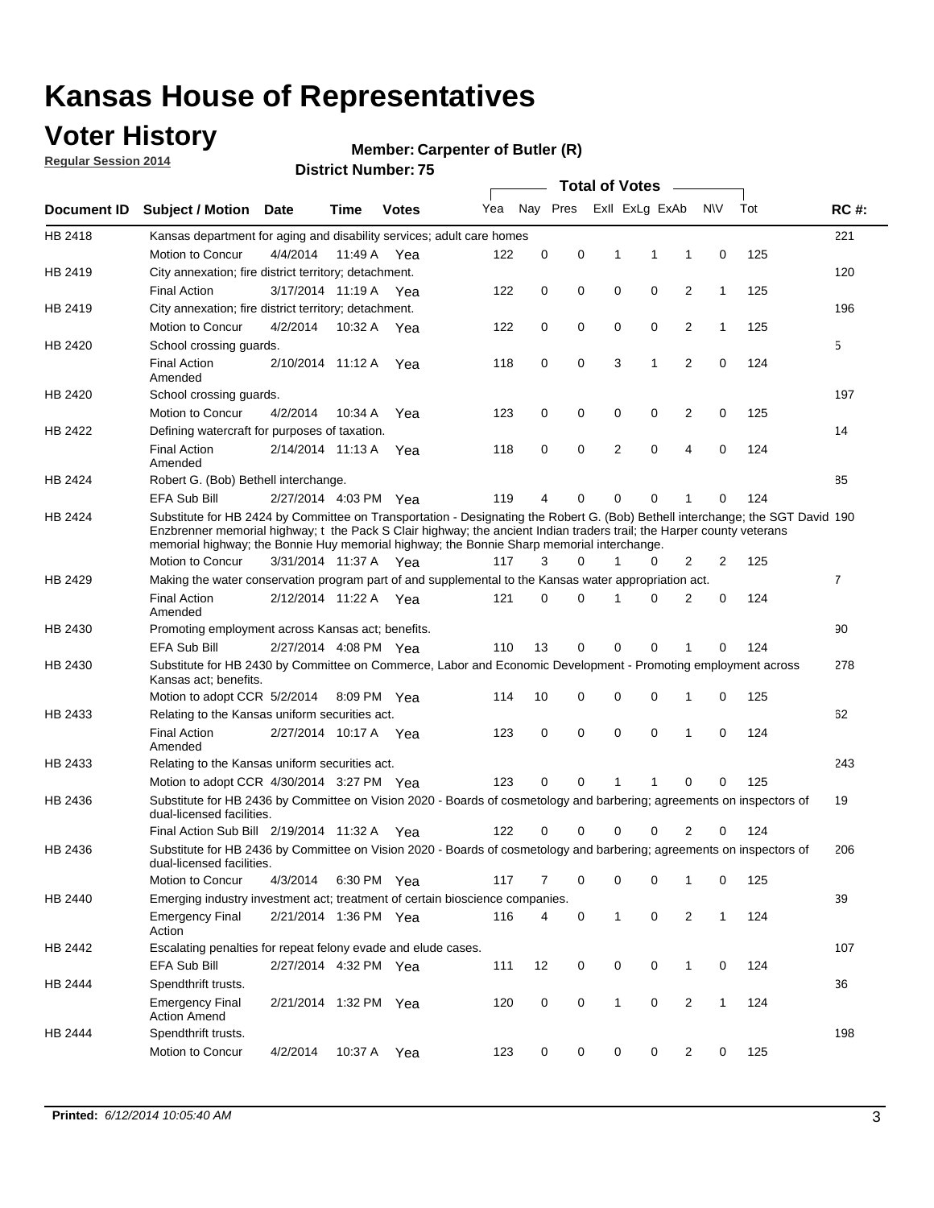# Kansas House of Representatives

## Voter History

**Regular Session 2014**

**Member: Carpenter of Butler (R)**

**District Number: 75**

| Document ID | Subject / Motion | Date | Time | Votes | Yea | Nay | Pres | ExII | ExLg | ExAb | N\V | Tot | RC #: |
|---|---|---|---|---|---|---|---|---|---|---|---|---|---|
| HB 2418 | Kansas department for aging and disability services; adult care homes | | | | | | | | | | | | 221 |
| | Motion to Concur | 4/4/2014 | 11:49 A | Yea | 122 | 0 | 0 | 1 | 1 | 1 | 0 | 125 | |
| HB 2419 | City annexation; fire district territory; detachment. | | | | | | | | | | | | 120 |
| | Final Action | 3/17/2014 | 11:19 A | Yea | 122 | 0 | 0 | 0 | 0 | 2 | 1 | 125 | |
| HB 2419 | City annexation; fire district territory; detachment. | | | | | | | | | | | | 196 |
| | Motion to Concur | 4/2/2014 | 10:32 A | Yea | 122 | 0 | 0 | 0 | 0 | 2 | 1 | 125 | |
| HB 2420 | School crossing guards. | | | | | | | | | | | | 5 |
| | Final Action Amended | 2/10/2014 | 11:12 A | Yea | 118 | 0 | 0 | 3 | 1 | 2 | 0 | 124 | |
| HB 2420 | School crossing guards. | | | | | | | | | | | | 197 |
| | Motion to Concur | 4/2/2014 | 10:34 A | Yea | 123 | 0 | 0 | 0 | 0 | 2 | 0 | 125 | |
| HB 2422 | Defining watercraft for purposes of taxation. | | | | | | | | | | | | 14 |
| | Final Action Amended | 2/14/2014 | 11:13 A | Yea | 118 | 0 | 0 | 2 | 0 | 4 | 0 | 124 | |
| HB 2424 | Robert G. (Bob) Bethell interchange. | | | | | | | | | | | | 85 |
| | EFA Sub Bill | 2/27/2014 | 4:03 PM | Yea | 119 | 4 | 0 | 0 | 0 | 1 | 0 | 124 | |
| HB 2424 | Substitute for HB 2424 by Committee on Transportation - Designating the Robert G. (Bob) Bethell interchange; the SGT David Enzbrenner memorial highway; t the Pack S Clair highway; the ancient Indian traders trail; the Harper county veterans memorial highway; the Bonnie Huy memorial highway; the Bonnie Sharp memorial interchange. | | | | | | | | | | | | 190 |
| | Motion to Concur | 3/31/2014 | 11:37 A | Yea | 117 | 3 | 0 | 1 | 0 | 2 | 2 | 125 | |
| HB 2429 | Making the water conservation program part of and supplemental to the Kansas water appropriation act. | | | | | | | | | | | | 7 |
| | Final Action Amended | 2/12/2014 | 11:22 A | Yea | 121 | 0 | 0 | 1 | 0 | 2 | 0 | 124 | |
| HB 2430 | Promoting employment across Kansas act; benefits. | | | | | | | | | | | | 90 |
| | EFA Sub Bill | 2/27/2014 | 4:08 PM | Yea | 110 | 13 | 0 | 0 | 0 | 1 | 0 | 124 | |
| HB 2430 | Substitute for HB 2430 by Committee on Commerce, Labor and Economic Development - Promoting employment across Kansas act; benefits. | | | | | | | | | | | | 278 |
| | Motion to adopt CCR | 5/2/2014 | 8:09 PM | Yea | 114 | 10 | 0 | 0 | 0 | 1 | 0 | 125 | |
| HB 2433 | Relating to the Kansas uniform securities act. | | | | | | | | | | | | 62 |
| | Final Action Amended | 2/27/2014 | 10:17 A | Yea | 123 | 0 | 0 | 0 | 0 | 1 | 0 | 124 | |
| HB 2433 | Relating to the Kansas uniform securities act. | | | | | | | | | | | | 243 |
| | Motion to adopt CCR | 4/30/2014 | 3:27 PM | Yea | 123 | 0 | 0 | 1 | 1 | 0 | 0 | 125 | |
| HB 2436 | Substitute for HB 2436 by Committee on Vision 2020 - Boards of cosmetology and barbering; agreements on inspectors of dual-licensed facilities. | | | | | | | | | | | | 19 |
| | Final Action Sub Bill | 2/19/2014 | 11:32 A | Yea | 122 | 0 | 0 | 0 | 0 | 2 | 0 | 124 | |
| HB 2436 | Substitute for HB 2436 by Committee on Vision 2020 - Boards of cosmetology and barbering; agreements on inspectors of dual-licensed facilities. | | | | | | | | | | | | 206 |
| | Motion to Concur | 4/3/2014 | 6:30 PM | Yea | 117 | 7 | 0 | 0 | 0 | 1 | 0 | 125 | |
| HB 2440 | Emerging industry investment act; treatment of certain bioscience companies. | | | | | | | | | | | | 39 |
| | Emergency Final Action | 2/21/2014 | 1:36 PM | Yea | 116 | 4 | 0 | 1 | 0 | 2 | 1 | 124 | |
| HB 2442 | Escalating penalties for repeat felony evade and elude cases. | | | | | | | | | | | | 107 |
| | EFA Sub Bill | 2/27/2014 | 4:32 PM | Yea | 111 | 12 | 0 | 0 | 0 | 1 | 0 | 124 | |
| HB 2444 | Spendthrift trusts. | | | | | | | | | | | | 36 |
| | Emergency Final Action Amend | 2/21/2014 | 1:32 PM | Yea | 120 | 0 | 0 | 1 | 0 | 2 | 1 | 124 | |
| HB 2444 | Spendthrift trusts. | | | | | | | | | | | | 198 |
| | Motion to Concur | 4/2/2014 | 10:37 A | Yea | 123 | 0 | 0 | 0 | 0 | 2 | 0 | 125 | |

**Printed:** *6/12/2014 10:05:40 AM*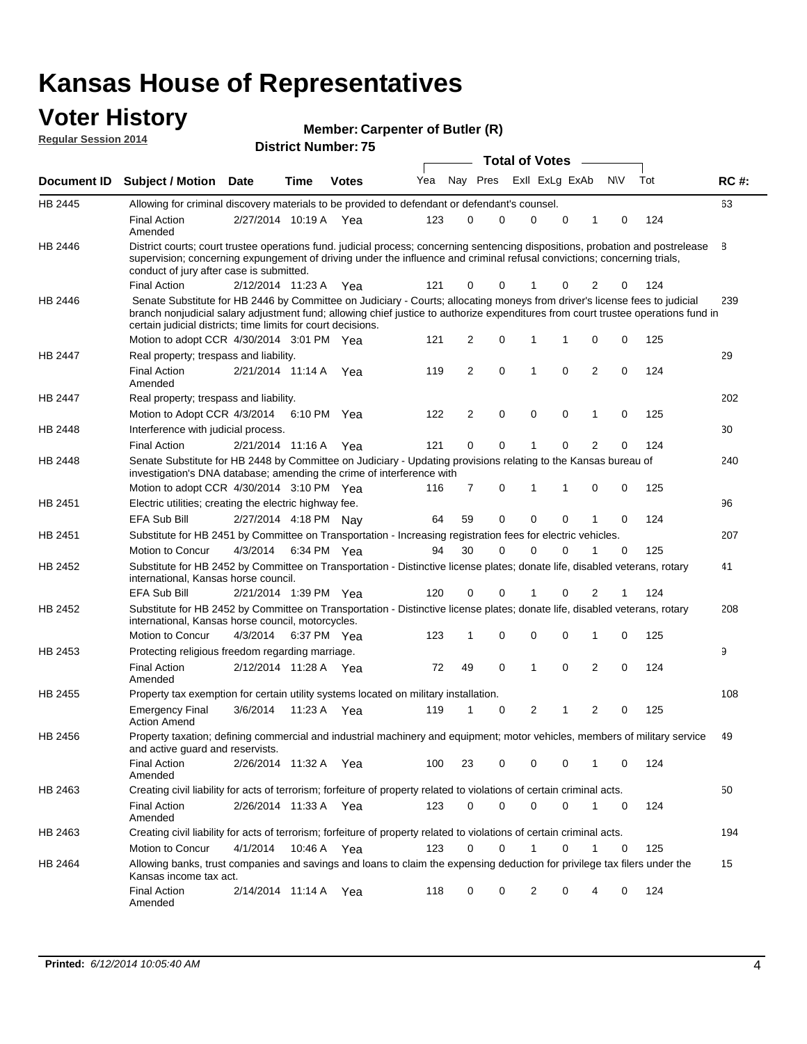# Kansas House of Representatives

## Voter History

**Regular Session 2014**

**Member: Carpenter of Butler (R)**

**District Number: 75**

| Document ID | Subject / Motion | Date | Time | Votes | Yea | Nay | Pres | ExII | ExLg | ExAb | N\V | Tot | RC #: |
|---|---|---|---|---|---|---|---|---|---|---|---|---|---|
| HB 2445 | Allowing for criminal discovery materials to be provided to defendant or defendant's counsel. | | | | | | | | | | | | 63 |
| | Final Action Amended | 2/27/2014 | 10:19 A | Yea | 123 | 0 | 0 | 0 | 0 | 1 | 0 | 124 | |
| HB 2446 | District courts; court trustee operations fund. judicial process; concerning sentencing dispositions, probation and postrelease supervision; concerning expungement of driving under the influence and criminal refusal convictions; concerning trials, conduct of jury after case is submitted. | | | | | | | | | | | | 8 |
| | Final Action | 2/12/2014 | 11:23 A | Yea | 121 | 0 | 0 | 1 | 0 | 2 | 0 | 124 | |
| HB 2446 | Senate Substitute for HB 2446 by Committee on Judiciary - Courts; allocating moneys from driver's license fees to judicial branch nonjudicial salary adjustment fund; allowing chief justice to authorize expenditures from court trustee operations fund in certain judicial districts; time limits for court decisions. | | | | | | | | | | | | 239 |
| | Motion to adopt CCR | 4/30/2014 | 3:01 PM | Yea | 121 | 2 | 0 | 1 | 1 | 0 | 0 | 125 | |
| HB 2447 | Real property; trespass and liability. | | | | | | | | | | | | 29 |
| | Final Action Amended | 2/21/2014 | 11:14 A | Yea | 119 | 2 | 0 | 1 | 0 | 2 | 0 | 124 | |
| HB 2447 | Real property; trespass and liability. | | | | | | | | | | | | 202 |
| | Motion to Adopt CCR | 4/3/2014 | 6:10 PM | Yea | 122 | 2 | 0 | 0 | 0 | 1 | 0 | 125 | |
| HB 2448 | Interference with judicial process. | | | | | | | | | | | | 30 |
| | Final Action | 2/21/2014 | 11:16 A | Yea | 121 | 0 | 0 | 1 | 0 | 2 | 0 | 124 | |
| HB 2448 | Senate Substitute for HB 2448 by Committee on Judiciary - Updating provisions relating to the Kansas bureau of investigation's DNA database; amending the crime of interference with | | | | | | | | | | | | 240 |
| | Motion to adopt CCR | 4/30/2014 | 3:10 PM | Yea | 116 | 7 | 0 | 1 | 1 | 0 | 0 | 125 | |
| HB 2451 | Electric utilities; creating the electric highway fee. | | | | | | | | | | | | 96 |
| | EFA Sub Bill | 2/27/2014 | 4:18 PM | Nay | 64 | 59 | 0 | 0 | 0 | 1 | 0 | 124 | |
| HB 2451 | Substitute for HB 2451 by Committee on Transportation - Increasing registration fees for electric vehicles. | | | | | | | | | | | | 207 |
| | Motion to Concur | 4/3/2014 | 6:34 PM | Yea | 94 | 30 | 0 | 0 | 0 | 1 | 0 | 125 | |
| HB 2452 | Substitute for HB 2452 by Committee on Transportation - Distinctive license plates; donate life, disabled veterans, rotary international, Kansas horse council. | | | | | | | | | | | | 41 |
| | EFA Sub Bill | 2/21/2014 | 1:39 PM | Yea | 120 | 0 | 0 | 1 | 0 | 2 | 1 | 124 | |
| HB 2452 | Substitute for HB 2452 by Committee on Transportation - Distinctive license plates; donate life, disabled veterans, rotary international, Kansas horse council, motorcycles. | | | | | | | | | | | | 208 |
| | Motion to Concur | 4/3/2014 | 6:37 PM | Yea | 123 | 1 | 0 | 0 | 0 | 1 | 0 | 125 | |
| HB 2453 | Protecting religious freedom regarding marriage. | | | | | | | | | | | | 9 |
| | Final Action Amended | 2/12/2014 | 11:28 A | Yea | 72 | 49 | 0 | 1 | 0 | 2 | 0 | 124 | |
| HB 2455 | Property tax exemption for certain utility systems located on military installation. | | | | | | | | | | | | 108 |
| | Emergency Final Action Amend | 3/6/2014 | 11:23 A | Yea | 119 | 1 | 0 | 2 | 1 | 2 | 0 | 125 | |
| HB 2456 | Property taxation; defining commercial and industrial machinery and equipment; motor vehicles, members of military service and active guard and reservists. | | | | | | | | | | | | 49 |
| | Final Action Amended | 2/26/2014 | 11:32 A | Yea | 100 | 23 | 0 | 0 | 0 | 1 | 0 | 124 | |
| HB 2463 | Creating civil liability for acts of terrorism; forfeiture of property related to violations of certain criminal acts. | | | | | | | | | | | | 50 |
| | Final Action Amended | 2/26/2014 | 11:33 A | Yea | 123 | 0 | 0 | 0 | 0 | 1 | 0 | 124 | |
| HB 2463 | Creating civil liability for acts of terrorism; forfeiture of property related to violations of certain criminal acts. | | | | | | | | | | | | 194 |
| | Motion to Concur | 4/1/2014 | 10:46 A | Yea | 123 | 0 | 0 | 1 | 0 | 1 | 0 | 125 | |
| HB 2464 | Allowing banks, trust companies and savings and loans to claim the expensing deduction for privilege tax filers under the Kansas income tax act. | | | | | | | | | | | | 15 |
| | Final Action Amended | 2/14/2014 | 11:14 A | Yea | 118 | 0 | 0 | 2 | 0 | 4 | 0 | 124 | |

**Printed:** *6/12/2014 10:05:40 AM*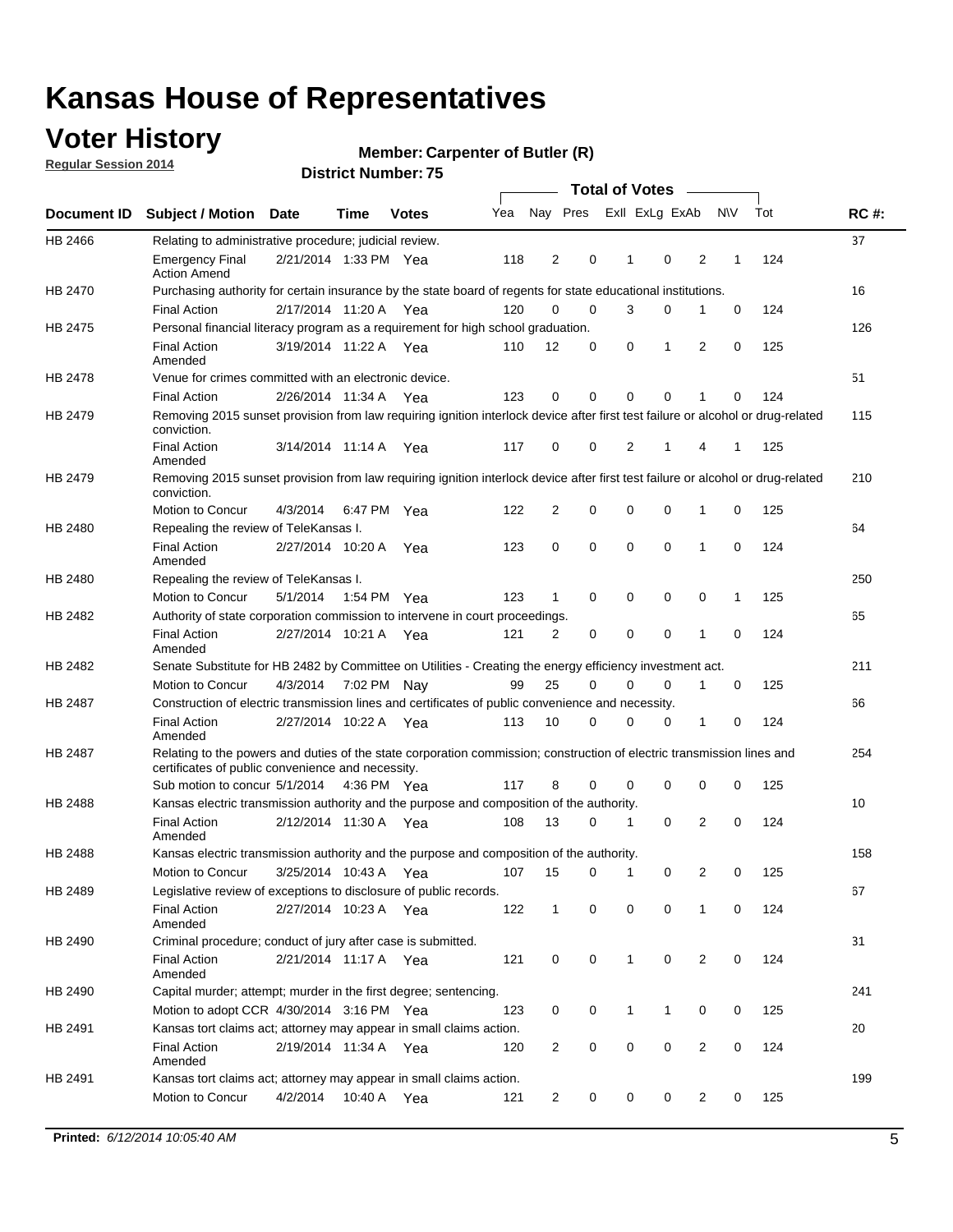# Kansas House of Representatives

## Voter History

**Regular Session 2014**

**Member: Carpenter of Butler (R)**

**District Number: 75**

| Document ID | Subject / Motion | Date | Time | Votes | Yea | Nay | Pres | ExII | ExLg | ExAb | N\V | Tot | RC #: |
|---|---|---|---|---|---|---|---|---|---|---|---|---|---|
| HB 2466 | Relating to administrative procedure; judicial review. | | | | | | | | | | | | 37 |
| | Emergency Final Action Amend | 2/21/2014 | 1:33 PM | Yea | 118 | 2 | 0 | 1 | 0 | 2 | 1 | 124 | |
| HB 2470 | Purchasing authority for certain insurance by the state board of regents for state educational institutions. | | | | | | | | | | | | 16 |
| | Final Action | 2/17/2014 | 11:20 A | Yea | 120 | 0 | 0 | 3 | 0 | 1 | 0 | 124 | |
| HB 2475 | Personal financial literacy program as a requirement for high school graduation. | | | | | | | | | | | | 126 |
| | Final Action Amended | 3/19/2014 | 11:22 A | Yea | 110 | 12 | 0 | 0 | 1 | 2 | 0 | 125 | |
| HB 2478 | Venue for crimes committed with an electronic device. | | | | | | | | | | | | 51 |
| | Final Action | 2/26/2014 | 11:34 A | Yea | 123 | 0 | 0 | 0 | 0 | 1 | 0 | 124 | |
| HB 2479 | Removing 2015 sunset provision from law requiring ignition interlock device after first test failure or alcohol or drug-related conviction. | | | | | | | | | | | | 115 |
| | Final Action Amended | 3/14/2014 | 11:14 A | Yea | 117 | 0 | 0 | 2 | 1 | 4 | 1 | 125 | |
| HB 2479 | Removing 2015 sunset provision from law requiring ignition interlock device after first test failure or alcohol or drug-related conviction. | | | | | | | | | | | | 210 |
| | Motion to Concur | 4/3/2014 | 6:47 PM | Yea | 122 | 2 | 0 | 0 | 0 | 1 | 0 | 125 | |
| HB 2480 | Repealing the review of TeleKansas I. | | | | | | | | | | | | 64 |
| | Final Action Amended | 2/27/2014 | 10:20 A | Yea | 123 | 0 | 0 | 0 | 0 | 1 | 0 | 124 | |
| HB 2480 | Repealing the review of TeleKansas I. | | | | | | | | | | | | 250 |
| | Motion to Concur | 5/1/2014 | 1:54 PM | Yea | 123 | 1 | 0 | 0 | 0 | 0 | 1 | 125 | |
| HB 2482 | Authority of state corporation commission to intervene in court proceedings. | | | | | | | | | | | | 65 |
| | Final Action Amended | 2/27/2014 | 10:21 A | Yea | 121 | 2 | 0 | 0 | 0 | 1 | 0 | 124 | |
| HB 2482 | Senate Substitute for HB 2482 by Committee on Utilities - Creating the energy efficiency investment act. | | | | | | | | | | | | 211 |
| | Motion to Concur | 4/3/2014 | 7:02 PM | Nay | 99 | 25 | 0 | 0 | 0 | 1 | 0 | 125 | |
| HB 2487 | Construction of electric transmission lines and certificates of public convenience and necessity. | | | | | | | | | | | | 66 |
| | Final Action Amended | 2/27/2014 | 10:22 A | Yea | 113 | 10 | 0 | 0 | 0 | 1 | 0 | 124 | |
| HB 2487 | Relating to the powers and duties of the state corporation commission; construction of electric transmission lines and certificates of public convenience and necessity. | | | | | | | | | | | | 254 |
| | Sub motion to concur | 5/1/2014 | 4:36 PM | Yea | 117 | 8 | 0 | 0 | 0 | 0 | 0 | 125 | |
| HB 2488 | Kansas electric transmission authority and the purpose and composition of the authority. | | | | | | | | | | | | 10 |
| | Final Action Amended | 2/12/2014 | 11:30 A | Yea | 108 | 13 | 0 | 1 | 0 | 2 | 0 | 124 | |
| HB 2488 | Kansas electric transmission authority and the purpose and composition of the authority. | | | | | | | | | | | | 158 |
| | Motion to Concur | 3/25/2014 | 10:43 A | Yea | 107 | 15 | 0 | 1 | 0 | 2 | 0 | 125 | |
| HB 2489 | Legislative review of exceptions to disclosure of public records. | | | | | | | | | | | | 67 |
| | Final Action Amended | 2/27/2014 | 10:23 A | Yea | 122 | 1 | 0 | 0 | 0 | 1 | 0 | 124 | |
| HB 2490 | Criminal procedure; conduct of jury after case is submitted. | | | | | | | | | | | | 31 |
| | Final Action Amended | 2/21/2014 | 11:17 A | Yea | 121 | 0 | 0 | 1 | 0 | 2 | 0 | 124 | |
| HB 2490 | Capital murder; attempt; murder in the first degree; sentencing. | | | | | | | | | | | | 241 |
| | Motion to adopt CCR | 4/30/2014 | 3:16 PM | Yea | 123 | 0 | 0 | 1 | 1 | 0 | 0 | 125 | |
| HB 2491 | Kansas tort claims act; attorney may appear in small claims action. | | | | | | | | | | | | 20 |
| | Final Action Amended | 2/19/2014 | 11:34 A | Yea | 120 | 2 | 0 | 0 | 0 | 2 | 0 | 124 | |
| HB 2491 | Kansas tort claims act; attorney may appear in small claims action. | | | | | | | | | | | | 199 |
| | Motion to Concur | 4/2/2014 | 10:40 A | Yea | 121 | 2 | 0 | 0 | 0 | 2 | 0 | 125 | |

**Printed:** *6/12/2014 10:05:40 AM*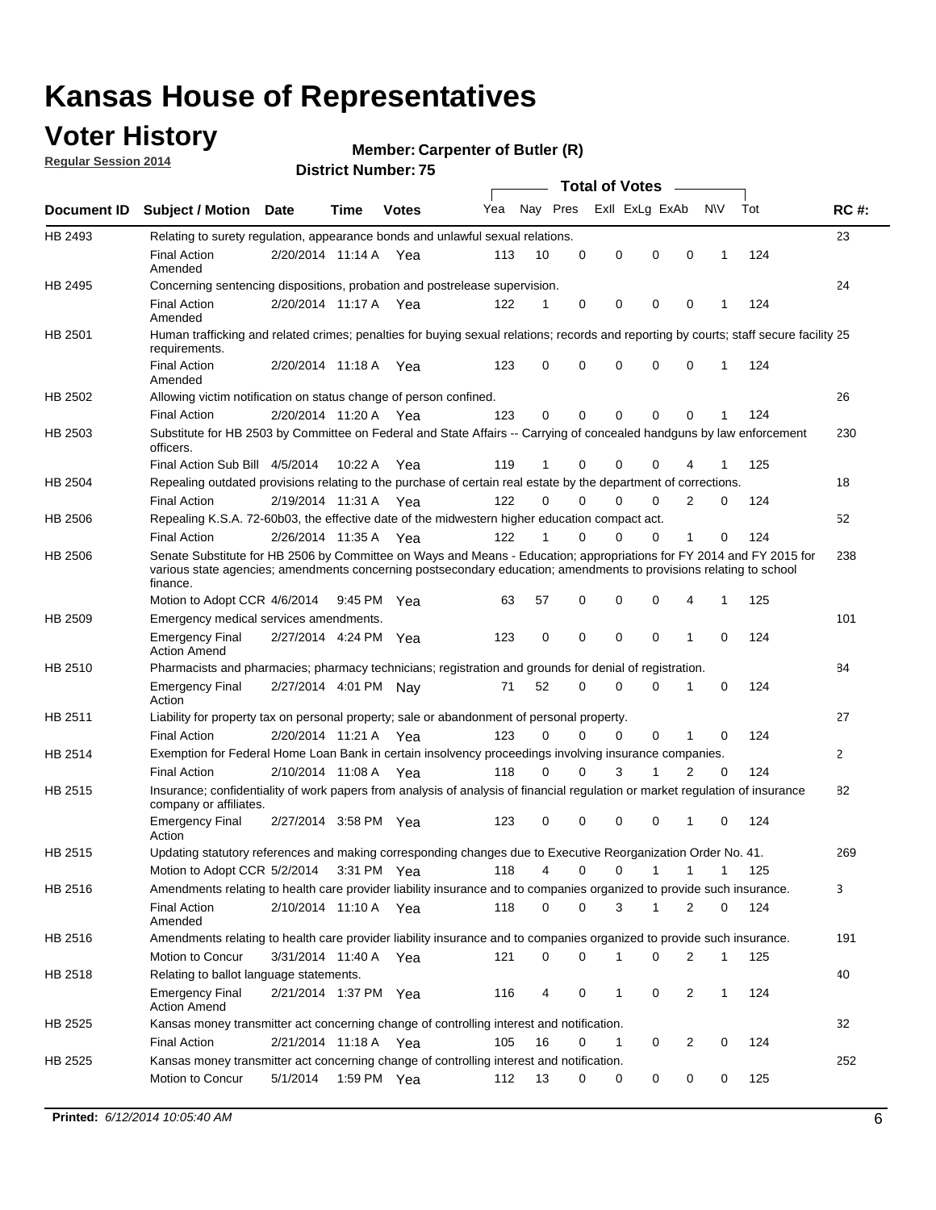# Kansas House of Representatives

## Voter History

**Regular Session 2014**

**Member: Carpenter of Butler (R)**

**District Number: 75**

| Document ID | Subject / Motion | Date | Time | Votes | Yea | Nay | Pres | ExlI | ExLg | ExAb | N\V | Tot | RC #: |
|---|---|---|---|---|---|---|---|---|---|---|---|---|---|
| HB 2493 | Relating to surety regulation, appearance bonds and unlawful sexual relations. | | | | | | | | | | | | 23 |
| | Final Action Amended | 2/20/2014 | 11:14 A | Yea | 113 | 10 | 0 | 0 | 0 | 0 | 1 | 124 | |
| HB 2495 | Concerning sentencing dispositions, probation and postrelease supervision. | | | | | | | | | | | | 24 |
| | Final Action Amended | 2/20/2014 | 11:17 A | Yea | 122 | 1 | 0 | 0 | 0 | 0 | 1 | 124 | |
| HB 2501 | Human trafficking and related crimes; penalties for buying sexual relations; records and reporting by courts; staff secure facility requirements. | | | | | | | | | | | | 25 |
| | Final Action Amended | 2/20/2014 | 11:18 A | Yea | 123 | 0 | 0 | 0 | 0 | 0 | 1 | 124 | |
| HB 2502 | Allowing victim notification on status change of person confined. | | | | | | | | | | | | 26 |
| | Final Action | 2/20/2014 | 11:20 A | Yea | 123 | 0 | 0 | 0 | 0 | 0 | 1 | 124 | |
| HB 2503 | Substitute for HB 2503 by Committee on Federal and State Affairs -- Carrying of concealed handguns by law enforcement officers. | | | | | | | | | | | | 230 |
| | Final Action Sub Bill | 4/5/2014 | 10:22 A | Yea | 119 | 1 | 0 | 0 | 0 | 4 | 1 | 125 | |
| HB 2504 | Repealing outdated provisions relating to the purchase of certain real estate by the department of corrections. | | | | | | | | | | | | 18 |
| | Final Action | 2/19/2014 | 11:31 A | Yea | 122 | 0 | 0 | 0 | 0 | 2 | 0 | 124 | |
| HB 2506 | Repealing K.S.A. 72-60b03, the effective date of the midwestern higher education compact act. | | | | | | | | | | | | 52 |
| | Final Action | 2/26/2014 | 11:35 A | Yea | 122 | 1 | 0 | 0 | 0 | 1 | 0 | 124 | |
| HB 2506 | Senate Substitute for HB 2506 by Committee on Ways and Means - Education; appropriations for FY 2014 and FY 2015 for various state agencies; amendments concerning postsecondary education; amendments to provisions relating to school finance. | | | | | | | | | | | | 238 |
| | Motion to Adopt CCR | 4/6/2014 | 9:45 PM | Yea | 63 | 57 | 0 | 0 | 0 | 4 | 1 | 125 | |
| HB 2509 | Emergency medical services amendments. | | | | | | | | | | | | 101 |
| | Emergency Final Action Amend | 2/27/2014 | 4:24 PM | Yea | 123 | 0 | 0 | 0 | 0 | 1 | 0 | 124 | |
| HB 2510 | Pharmacists and pharmacies; pharmacy technicians; registration and grounds for denial of registration. | | | | | | | | | | | | 84 |
| | Emergency Final Action | 2/27/2014 | 4:01 PM | Nay | 71 | 52 | 0 | 0 | 0 | 1 | 0 | 124 | |
| HB 2511 | Liability for property tax on personal property; sale or abandonment of personal property. | | | | | | | | | | | | 27 |
| | Final Action | 2/20/2014 | 11:21 A | Yea | 123 | 0 | 0 | 0 | 0 | 1 | 0 | 124 | |
| HB 2514 | Exemption for Federal Home Loan Bank in certain insolvency proceedings involving insurance companies. | | | | | | | | | | | | 2 |
| | Final Action | 2/10/2014 | 11:08 A | Yea | 118 | 0 | 0 | 3 | 1 | 2 | 0 | 124 | |
| HB 2515 | Insurance; confidentiality of work papers from analysis of analysis of financial regulation or market regulation of insurance company or affiliates. | | | | | | | | | | | | 82 |
| | Emergency Final Action | 2/27/2014 | 3:58 PM | Yea | 123 | 0 | 0 | 0 | 0 | 1 | 0 | 124 | |
| HB 2515 | Updating statutory references and making corresponding changes due to Executive Reorganization Order No. 41. | | | | | | | | | | | | 269 |
| | Motion to Adopt CCR | 5/2/2014 | 3:31 PM | Yea | 118 | 4 | 0 | 0 | 1 | 1 | 1 | 125 | |
| HB 2516 | Amendments relating to health care provider liability insurance and to companies organized to provide such insurance. | | | | | | | | | | | | 3 |
| | Final Action Amended | 2/10/2014 | 11:10 A | Yea | 118 | 0 | 0 | 3 | 1 | 2 | 0 | 124 | |
| HB 2516 | Amendments relating to health care provider liability insurance and to companies organized to provide such insurance. | | | | | | | | | | | | 191 |
| | Motion to Concur | 3/31/2014 | 11:40 A | Yea | 121 | 0 | 0 | 1 | 0 | 2 | 1 | 125 | |
| HB 2518 | Relating to ballot language statements. | | | | | | | | | | | | 40 |
| | Emergency Final Action Amend | 2/21/2014 | 1:37 PM | Yea | 116 | 4 | 0 | 1 | 0 | 2 | 1 | 124 | |
| HB 2525 | Kansas money transmitter act concerning change of controlling interest and notification. | | | | | | | | | | | | 32 |
| | Final Action | 2/21/2014 | 11:18 A | Yea | 105 | 16 | 0 | 1 | 0 | 2 | 0 | 124 | |
| HB 2525 | Kansas money transmitter act concerning change of controlling interest and notification. | | | | | | | | | | | | 252 |
| | Motion to Concur | 5/1/2014 | 1:59 PM | Yea | 112 | 13 | 0 | 0 | 0 | 0 | 0 | 125 | |

**Printed:** *6/12/2014 10:05:40 AM*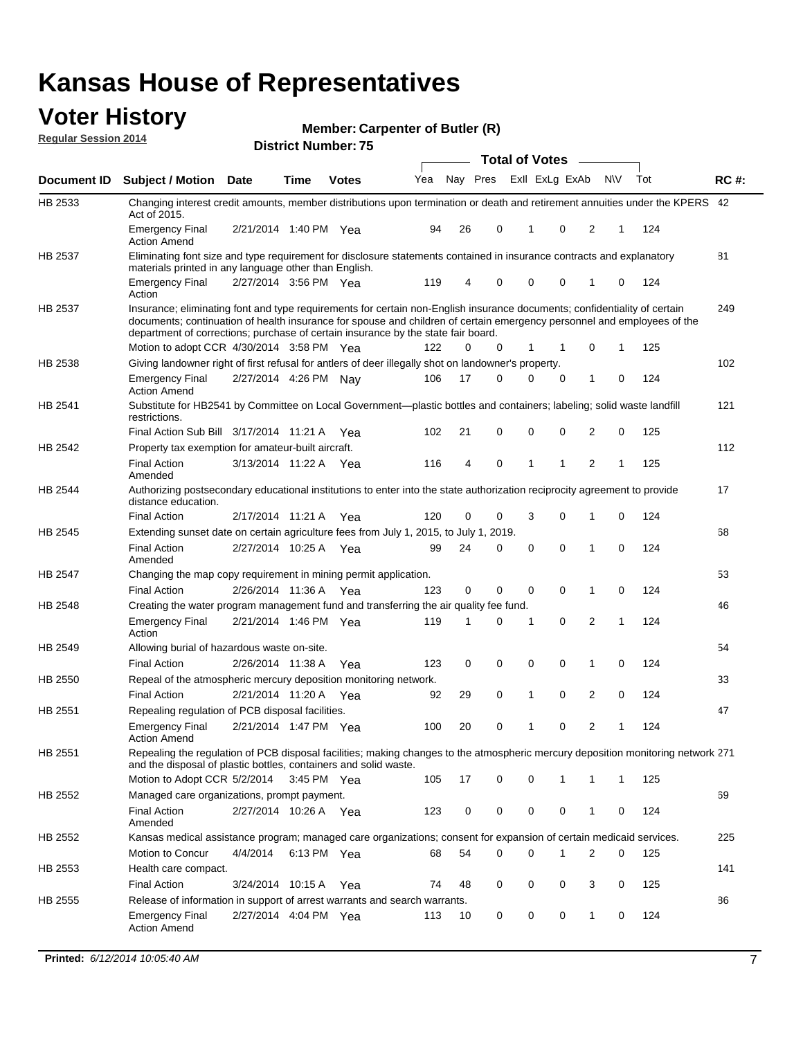# Kansas House of Representatives

## Voter History

**Regular Session 2014**

**Member: Carpenter of Butler (R)**

**District Number: 75**

| Document ID | Subject / Motion | Date | Time | Votes | Yea | Nay | Pres | ExII | ExLg | ExAb | N\V | Tot | RC #: |
|---|---|---|---|---|---|---|---|---|---|---|---|---|---|
| HB 2533 | Changing interest credit amounts, member distributions upon termination or death and retirement annuities under the KPERS Act of 2015. | | | | | | | | | | | | 42 |
| | Emergency Final Action Amend | 2/21/2014 | 1:40 PM | Yea | 94 | 26 | 0 | 1 | 0 | 2 | 1 | 124 | |
| HB 2537 | Eliminating font size and type requirement for disclosure statements contained in insurance contracts and explanatory materials printed in any language other than English. | | | | | | | | | | | | 81 |
| | Emergency Final Action | 2/27/2014 | 3:56 PM | Yea | 119 | 4 | 0 | 0 | 0 | 1 | 0 | 124 | |
| HB 2537 | Insurance; eliminating font and type requirements for certain non-English insurance documents; confidentiality of certain documents; continuation of health insurance for spouse and children of certain emergency personnel and employees of the department of corrections; purchase of certain insurance by the state fair board. | | | | | | | | | | | | 249 |
| | Motion to adopt CCR | 4/30/2014 | 3:58 PM | Yea | 122 | 0 | 0 | 1 | 1 | 0 | 1 | 125 | |
| HB 2538 | Giving landowner right of first refusal for antlers of deer illegally shot on landowner's property. | | | | | | | | | | | | 102 |
| | Emergency Final Action Amend | 2/27/2014 | 4:26 PM | Nay | 106 | 17 | 0 | 0 | 0 | 1 | 0 | 124 | |
| HB 2541 | Substitute for HB2541 by Committee on Local Government—plastic bottles and containers; labeling; solid waste landfill restrictions. | | | | | | | | | | | | 121 |
| | Final Action Sub Bill | 3/17/2014 | 11:21 A | Yea | 102 | 21 | 0 | 0 | 0 | 2 | 0 | 125 | |
| HB 2542 | Property tax exemption for amateur-built aircraft. | | | | | | | | | | | | 112 |
| | Final Action Amended | 3/13/2014 | 11:22 A | Yea | 116 | 4 | 0 | 1 | 1 | 2 | 1 | 125 | |
| HB 2544 | Authorizing postsecondary educational institutions to enter into the state authorization reciprocity agreement to provide distance education. | | | | | | | | | | | | 17 |
| | Final Action | 2/17/2014 | 11:21 A | Yea | 120 | 0 | 0 | 3 | 0 | 1 | 0 | 124 | |
| HB 2545 | Extending sunset date on certain agriculture fees from July 1, 2015, to July 1, 2019. | | | | | | | | | | | | 68 |
| | Final Action Amended | 2/27/2014 | 10:25 A | Yea | 99 | 24 | 0 | 0 | 0 | 1 | 0 | 124 | |
| HB 2547 | Changing the map copy requirement in mining permit application. | | | | | | | | | | | | 53 |
| | Final Action | 2/26/2014 | 11:36 A | Yea | 123 | 0 | 0 | 0 | 0 | 1 | 0 | 124 | |
| HB 2548 | Creating the water program management fund and transferring the air quality fee fund. | | | | | | | | | | | | 46 |
| | Emergency Final Action | 2/21/2014 | 1:46 PM | Yea | 119 | 1 | 0 | 1 | 0 | 2 | 1 | 124 | |
| HB 2549 | Allowing burial of hazardous waste on-site. | | | | | | | | | | | | 54 |
| | Final Action | 2/26/2014 | 11:38 A | Yea | 123 | 0 | 0 | 0 | 0 | 1 | 0 | 124 | |
| HB 2550 | Repeal of the atmospheric mercury deposition monitoring network. | | | | | | | | | | | | 33 |
| | Final Action | 2/21/2014 | 11:20 A | Yea | 92 | 29 | 0 | 1 | 0 | 2 | 0 | 124 | |
| HB 2551 | Repealing regulation of PCB disposal facilities. | | | | | | | | | | | | 47 |
| | Emergency Final Action Amend | 2/21/2014 | 1:47 PM | Yea | 100 | 20 | 0 | 1 | 0 | 2 | 1 | 124 | |
| HB 2551 | Repealing the regulation of PCB disposal facilities; making changes to the atmospheric mercury deposition monitoring network and the disposal of plastic bottles, containers and solid waste. | | | | | | | | | | | | 271 |
| | Motion to Adopt CCR | 5/2/2014 | 3:45 PM | Yea | 105 | 17 | 0 | 0 | 1 | 1 | 1 | 125 | |
| HB 2552 | Managed care organizations, prompt payment. | | | | | | | | | | | | 69 |
| | Final Action Amended | 2/27/2014 | 10:26 A | Yea | 123 | 0 | 0 | 0 | 0 | 1 | 0 | 124 | |
| HB 2552 | Kansas medical assistance program; managed care organizations; consent for expansion of certain medicaid services. | | | | | | | | | | | | 225 |
| | Motion to Concur | 4/4/2014 | 6:13 PM | Yea | 68 | 54 | 0 | 0 | 1 | 2 | 0 | 125 | |
| HB 2553 | Health care compact. | | | | | | | | | | | | 141 |
| | Final Action | 3/24/2014 | 10:15 A | Yea | 74 | 48 | 0 | 0 | 0 | 3 | 0 | 125 | |
| HB 2555 | Release of information in support of arrest warrants and search warrants. | | | | | | | | | | | | 86 |
| | Emergency Final Action Amend | 2/27/2014 | 4:04 PM | Yea | 113 | 10 | 0 | 0 | 0 | 1 | 0 | 124 | |

**Printed:** *6/12/2014 10:05:40 AM*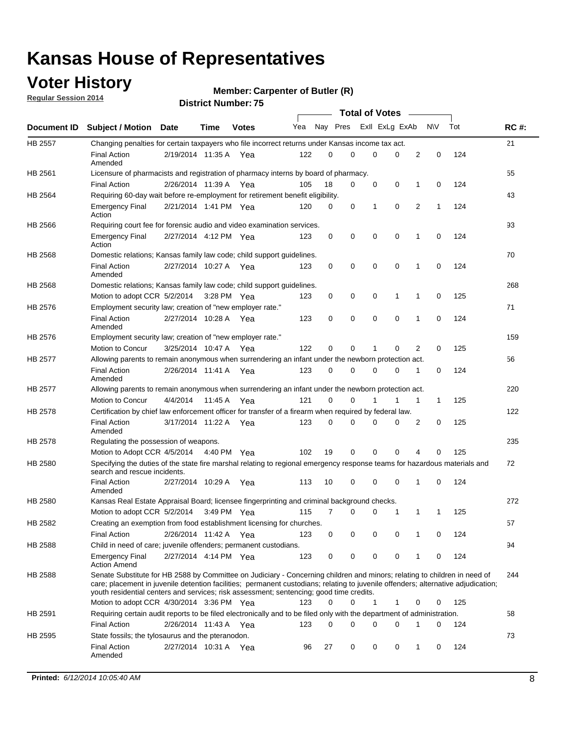# Kansas House of Representatives

## Voter History

**Regular Session 2014**

**Member: Carpenter of Butler (R)**

**District Number: 75**

| Document ID | Subject / Motion | Date | Time | Votes | Yea | Nay | Pres | ExII | ExLg | ExAb | N\V | Tot | RC #: |
|---|---|---|---|---|---|---|---|---|---|---|---|---|---|
| HB 2557 | Changing penalties for certain taxpayers who file incorrect returns under Kansas income tax act. | | | | | | | | | | | | 21 |
| | Final Action Amended | 2/19/2014 | 11:35 A | Yea | 122 | 0 | 0 | 0 | 0 | 2 | 0 | 124 | |
| HB 2561 | Licensure of pharmacists and registration of pharmacy interns by board of pharmacy. | | | | | | | | | | | | 55 |
| | Final Action | 2/26/2014 | 11:39 A | Yea | 105 | 18 | 0 | 0 | 0 | 1 | 0 | 124 | |
| HB 2564 | Requiring 60-day wait before re-employment for retirement benefit eligibility. | | | | | | | | | | | | 43 |
| | Emergency Final Action | 2/21/2014 | 1:41 PM | Yea | 120 | 0 | 0 | 1 | 0 | 2 | 1 | 124 | |
| HB 2566 | Requiring court fee for forensic audio and video examination services. | | | | | | | | | | | | 93 |
| | Emergency Final Action | 2/27/2014 | 4:12 PM | Yea | 123 | 0 | 0 | 0 | 0 | 1 | 0 | 124 | |
| HB 2568 | Domestic relations; Kansas family law code; child support guidelines. | | | | | | | | | | | | 70 |
| | Final Action Amended | 2/27/2014 | 10:27 A | Yea | 123 | 0 | 0 | 0 | 0 | 1 | 0 | 124 | |
| HB 2568 | Domestic relations; Kansas family law code; child support guidelines. | | | | | | | | | | | | 268 |
| | Motion to adopt CCR | 5/2/2014 | 3:28 PM | Yea | 123 | 0 | 0 | 0 | 1 | 1 | 0 | 125 | |
| HB 2576 | Employment security law; creation of "new employer rate." | | | | | | | | | | | | 71 |
| | Final Action Amended | 2/27/2014 | 10:28 A | Yea | 123 | 0 | 0 | 0 | 0 | 1 | 0 | 124 | |
| HB 2576 | Employment security law; creation of "new employer rate." | | | | | | | | | | | | 159 |
| | Motion to Concur | 3/25/2014 | 10:47 A | Yea | 122 | 0 | 0 | 1 | 0 | 2 | 0 | 125 | |
| HB 2577 | Allowing parents to remain anonymous when surrendering an infant under the newborn protection act. | | | | | | | | | | | | 56 |
| | Final Action Amended | 2/26/2014 | 11:41 A | Yea | 123 | 0 | 0 | 0 | 0 | 1 | 0 | 124 | |
| HB 2577 | Allowing parents to remain anonymous when surrendering an infant under the newborn protection act. | | | | | | | | | | | | 220 |
| | Motion to Concur | 4/4/2014 | 11:45 A | Yea | 121 | 0 | 0 | 1 | 1 | 1 | 1 | 125 | |
| HB 2578 | Certification by chief law enforcement officer for transfer of a firearm when required by federal law. | | | | | | | | | | | | 122 |
| | Final Action Amended | 3/17/2014 | 11:22 A | Yea | 123 | 0 | 0 | 0 | 0 | 2 | 0 | 125 | |
| HB 2578 | Regulating the possession of weapons. | | | | | | | | | | | | 235 |
| | Motion to Adopt CCR | 4/5/2014 | 4:40 PM | Yea | 102 | 19 | 0 | 0 | 0 | 4 | 0 | 125 | |
| HB 2580 | Specifying the duties of the state fire marshal relating to regional emergency response teams for hazardous materials and search and rescue incidents. | | | | | | | | | | | | 72 |
| | Final Action Amended | 2/27/2014 | 10:29 A | Yea | 113 | 10 | 0 | 0 | 0 | 1 | 0 | 124 | |
| HB 2580 | Kansas Real Estate Appraisal Board; licensee fingerprinting and criminal background checks. | | | | | | | | | | | | 272 |
| | Motion to adopt CCR | 5/2/2014 | 3:49 PM | Yea | 115 | 7 | 0 | 0 | 1 | 1 | 1 | 125 | |
| HB 2582 | Creating an exemption from food establishment licensing for churches. | | | | | | | | | | | | 57 |
| | Final Action | 2/26/2014 | 11:42 A | Yea | 123 | 0 | 0 | 0 | 0 | 1 | 0 | 124 | |
| HB 2588 | Child in need of care; juvenile offenders; permanent custodians. | | | | | | | | | | | | 94 |
| | Emergency Final Action Amend | 2/27/2014 | 4:14 PM | Yea | 123 | 0 | 0 | 0 | 0 | 1 | 0 | 124 | |
| HB 2588 | Senate Substitute for HB 2588 by Committee on Judiciary - Concerning children and minors; relating to children in need of care; placement in juvenile detention facilities; permanent custodians; relating to juvenile offenders; alternative adjudication; youth residential centers and services; risk assessment; sentencing; good time credits. | | | | | | | | | | | | 244 |
| | Motion to adopt CCR | 4/30/2014 | 3:36 PM | Yea | 123 | 0 | 0 | 1 | 1 | 0 | 0 | 125 | |
| HB 2591 | Requiring certain audit reports to be filed electronically and to be filed only with the department of administration. | | | | | | | | | | | | 58 |
| | Final Action | 2/26/2014 | 11:43 A | Yea | 123 | 0 | 0 | 0 | 0 | 1 | 0 | 124 | |
| HB 2595 | State fossils; the tylosaurus and the pteranodon. | | | | | | | | | | | | 73 |
| | Final Action Amended | 2/27/2014 | 10:31 A | Yea | 96 | 27 | 0 | 0 | 0 | 1 | 0 | 124 | |

**Printed:** *6/12/2014 10:05:40 AM*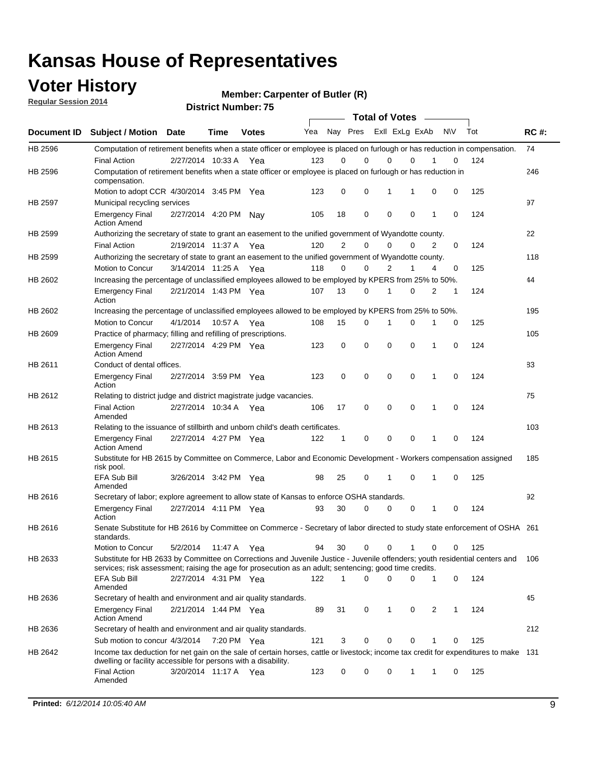# Kansas House of Representatives

## Voter History

**Regular Session 2014**

**Member: Carpenter of Butler (R)**

**District Number: 75**

| Document ID | Subject / Motion | Date | Time | Votes | Yea | Nay | Pres | ExII | ExLg | ExAb | N\V | Tot | RC #: |
|---|---|---|---|---|---|---|---|---|---|---|---|---|---|
| HB 2596 | Computation of retirement benefits when a state officer or employee is placed on furlough or has reduction in compensation. | | | | | | | | | | | | 74 |
| | Final Action | 2/27/2014 | 10:33 A | Yea | 123 | 0 | 0 | 0 | 0 | 1 | 0 | 124 | |
| HB 2596 | Computation of retirement benefits when a state officer or employee is placed on furlough or has reduction in compensation. | | | | | | | | | | | | 246 |
| | Motion to adopt CCR | 4/30/2014 | 3:45 PM | Yea | 123 | 0 | 0 | 1 | 1 | 0 | 0 | 125 | |
| HB 2597 | Municipal recycling services | | | | | | | | | | | | 97 |
| | Emergency Final Action Amend | 2/27/2014 | 4:20 PM | Nay | 105 | 18 | 0 | 0 | 0 | 1 | 0 | 124 | |
| HB 2599 | Authorizing the secretary of state to grant an easement to the unified government of Wyandotte county. | | | | | | | | | | | | 22 |
| | Final Action | 2/19/2014 | 11:37 A | Yea | 120 | 2 | 0 | 0 | 0 | 2 | 0 | 124 | |
| HB 2599 | Authorizing the secretary of state to grant an easement to the unified government of Wyandotte county. | | | | | | | | | | | | 118 |
| | Motion to Concur | 3/14/2014 | 11:25 A | Yea | 118 | 0 | 0 | 2 | 1 | 4 | 0 | 125 | |
| HB 2602 | Increasing the percentage of unclassified employees allowed to be employed by KPERS from 25% to 50%. | | | | | | | | | | | | 44 |
| | Emergency Final Action | 2/21/2014 | 1:43 PM | Yea | 107 | 13 | 0 | 1 | 0 | 2 | 1 | 124 | |
| HB 2602 | Increasing the percentage of unclassified employees allowed to be employed by KPERS from 25% to 50%. | | | | | | | | | | | | 195 |
| | Motion to Concur | 4/1/2014 | 10:57 A | Yea | 108 | 15 | 0 | 1 | 0 | 1 | 0 | 125 | |
| HB 2609 | Practice of pharmacy; filling and refilling of prescriptions. | | | | | | | | | | | | 105 |
| | Emergency Final Action Amend | 2/27/2014 | 4:29 PM | Yea | 123 | 0 | 0 | 0 | 0 | 1 | 0 | 124 | |
| HB 2611 | Conduct of dental offices. | | | | | | | | | | | | 83 |
| | Emergency Final Action | 2/27/2014 | 3:59 PM | Yea | 123 | 0 | 0 | 0 | 0 | 1 | 0 | 124 | |
| HB 2612 | Relating to district judge and district magistrate judge vacancies. | | | | | | | | | | | | 75 |
| | Final Action Amended | 2/27/2014 | 10:34 A | Yea | 106 | 17 | 0 | 0 | 0 | 1 | 0 | 124 | |
| HB 2613 | Relating to the issuance of stillbirth and unborn child's death certificates. | | | | | | | | | | | | 103 |
| | Emergency Final Action Amend | 2/27/2014 | 4:27 PM | Yea | 122 | 1 | 0 | 0 | 0 | 1 | 0 | 124 | |
| HB 2615 | Substitute for HB 2615 by Committee on Commerce, Labor and Economic Development - Workers compensation assigned risk pool. | | | | | | | | | | | | 185 |
| | EFA Sub Bill Amended | 3/26/2014 | 3:42 PM | Yea | 98 | 25 | 0 | 1 | 0 | 1 | 0 | 125 | |
| HB 2616 | Secretary of labor; explore agreement to allow state of Kansas to enforce OSHA standards. | | | | | | | | | | | | 92 |
| | Emergency Final Action | 2/27/2014 | 4:11 PM | Yea | 93 | 30 | 0 | 0 | 0 | 1 | 0 | 124 | |
| HB 2616 | Senate Substitute for HB 2616 by Committee on Commerce - Secretary of labor directed to study state enforcement of OSHA standards. | | | | | | | | | | | | 261 |
| | Motion to Concur | 5/2/2014 | 11:47 A | Yea | 94 | 30 | 0 | 0 | 1 | 0 | 0 | 125 | |
| HB 2633 | Substitute for HB 2633 by Committee on Corrections and Juvenile Justice - Juvenile offenders; youth residential centers and services; risk assessment; raising the age for prosecution as an adult; sentencing; good time credits. | | | | | | | | | | | | 106 |
| | EFA Sub Bill Amended | 2/27/2014 | 4:31 PM | Yea | 122 | 1 | 0 | 0 | 0 | 1 | 0 | 124 | |
| HB 2636 | Secretary of health and environment and air quality standards. | | | | | | | | | | | | 45 |
| | Emergency Final Action Amend | 2/21/2014 | 1:44 PM | Yea | 89 | 31 | 0 | 1 | 0 | 2 | 1 | 124 | |
| HB 2636 | Secretary of health and environment and air quality standards. | | | | | | | | | | | | 212 |
| | Sub motion to concur | 4/3/2014 | 7:20 PM | Yea | 121 | 3 | 0 | 0 | 0 | 1 | 0 | 125 | |
| HB 2642 | Income tax deduction for net gain on the sale of certain horses, cattle or livestock; income tax credit for expenditures to make dwelling or facility accessible for persons with a disability. | | | | | | | | | | | | 131 |
| | Final Action Amended | 3/20/2014 | 11:17 A | Yea | 123 | 0 | 0 | 0 | 1 | 1 | 0 | 125 | |

**Printed:** *6/12/2014 10:05:40 AM*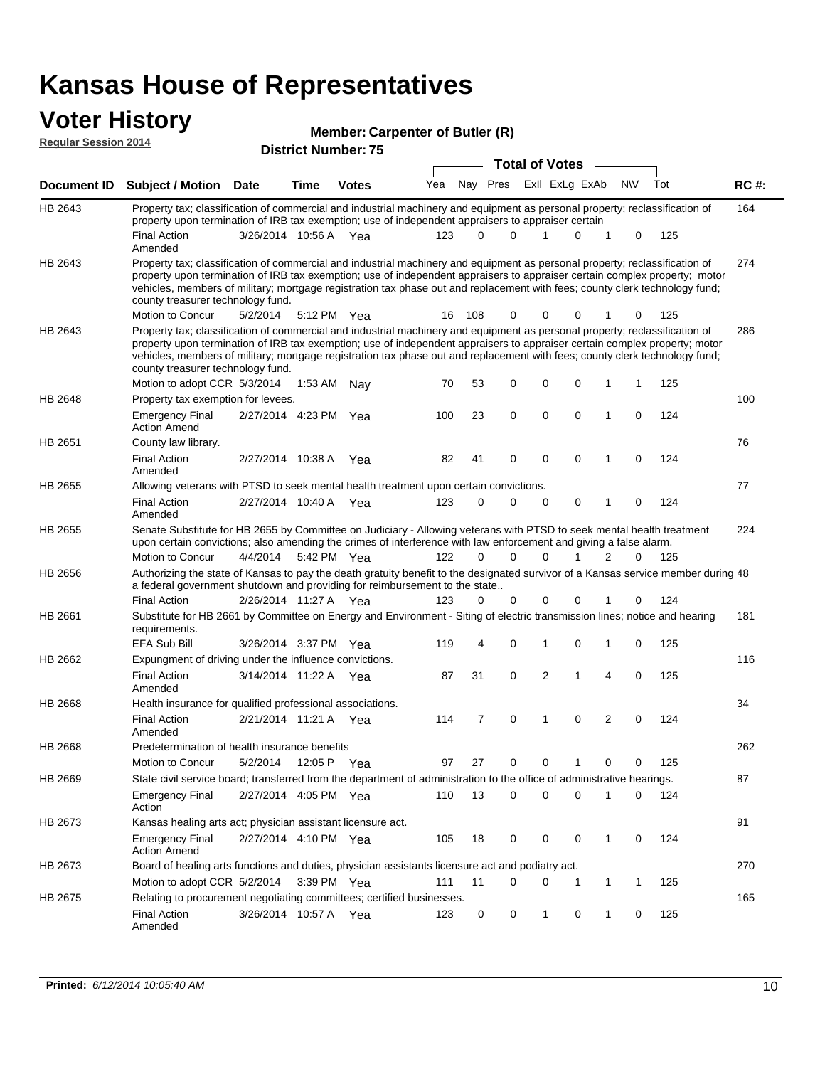# Kansas House of Representatives

## Voter History

**Regular Session 2014**

**Member: Carpenter of Butler (R)**

**District Number: 75**

| Document ID | Subject / Motion | Date | Time | Votes | Yea | Nay | Pres | ExII | ExLg | ExAb | N\V | Tot | RC #: |
|---|---|---|---|---|---|---|---|---|---|---|---|---|---|
| HB 2643 | Property tax; classification of commercial and industrial machinery and equipment as personal property; reclassification of property upon termination of IRB tax exemption; use of independent appraisers to appraiser certain | | | | | | | | | | | | 164 |
| | Final Action Amended | 3/26/2014 | 10:56 A | Yea | 123 | 0 | 0 | 1 | 0 | 1 | 0 | 125 | |
| HB 2643 | Property tax; classification of commercial and industrial machinery and equipment as personal property; reclassification of property upon termination of IRB tax exemption; use of independent appraisers to appraiser certain complex property; motor vehicles, members of military; mortgage registration tax phase out and replacement with fees; county clerk technology fund; county treasurer technology fund. | | | | | | | | | | | | 274 |
| | Motion to Concur | 5/2/2014 | 5:12 PM | Yea | 16 | 108 | 0 | 0 | 0 | 1 | 0 | 125 | |
| HB 2643 | Property tax; classification of commercial and industrial machinery and equipment as personal property; reclassification of property upon termination of IRB tax exemption; use of independent appraisers to appraiser certain complex property; motor vehicles, members of military; mortgage registration tax phase out and replacement with fees; county clerk technology fund; county treasurer technology fund. | | | | | | | | | | | | 286 |
| | Motion to adopt CCR | 5/3/2014 | 1:53 AM | Nay | 70 | 53 | 0 | 0 | 0 | 1 | 1 | 125 | |
| HB 2648 | Property tax exemption for levees. | | | | | | | | | | | | 100 |
| | Emergency Final Action Amend | 2/27/2014 | 4:23 PM | Yea | 100 | 23 | 0 | 0 | 0 | 1 | 0 | 124 | |
| HB 2651 | County law library. | | | | | | | | | | | | 76 |
| | Final Action Amended | 2/27/2014 | 10:38 A | Yea | 82 | 41 | 0 | 0 | 0 | 1 | 0 | 124 | |
| HB 2655 | Allowing veterans with PTSD to seek mental health treatment upon certain convictions. | | | | | | | | | | | | 77 |
| | Final Action Amended | 2/27/2014 | 10:40 A | Yea | 123 | 0 | 0 | 0 | 0 | 1 | 0 | 124 | |
| HB 2655 | Senate Substitute for HB 2655 by Committee on Judiciary - Allowing veterans with PTSD to seek mental health treatment upon certain convictions; also amending the crimes of interference with law enforcement and giving a false alarm. | | | | | | | | | | | | 224 |
| | Motion to Concur | 4/4/2014 | 5:42 PM | Yea | 122 | 0 | 0 | 0 | 1 | 2 | 0 | 125 | |
| HB 2656 | Authorizing the state of Kansas to pay the death gratuity benefit to the designated survivor of a Kansas service member during a federal government shutdown and providing for reimbursement to the state.. | | | | | | | | | | | | 48 |
| | Final Action | 2/26/2014 | 11:27 A | Yea | 123 | 0 | 0 | 0 | 0 | 1 | 0 | 124 | |
| HB 2661 | Substitute for HB 2661 by Committee on Energy and Environment - Siting of electric transmission lines; notice and hearing requirements. | | | | | | | | | | | | 181 |
| | EFA Sub Bill | 3/26/2014 | 3:37 PM | Yea | 119 | 4 | 0 | 1 | 0 | 1 | 0 | 125 | |
| HB 2662 | Expungment of driving under the influence convictions. | | | | | | | | | | | | 116 |
| | Final Action Amended | 3/14/2014 | 11:22 A | Yea | 87 | 31 | 0 | 2 | 1 | 4 | 0 | 125 | |
| HB 2668 | Health insurance for qualified professional associations. | | | | | | | | | | | | 34 |
| | Final Action Amended | 2/21/2014 | 11:21 A | Yea | 114 | 7 | 0 | 1 | 0 | 2 | 0 | 124 | |
| HB 2668 | Predetermination of health insurance benefits | | | | | | | | | | | | 262 |
| | Motion to Concur | 5/2/2014 | 12:05 P | Yea | 97 | 27 | 0 | 0 | 1 | 0 | 0 | 125 | |
| HB 2669 | State civil service board; transferred from the department of administration to the office of administrative hearings. | | | | | | | | | | | | 87 |
| | Emergency Final Action | 2/27/2014 | 4:05 PM | Yea | 110 | 13 | 0 | 0 | 0 | 1 | 0 | 124 | |
| HB 2673 | Kansas healing arts act; physician assistant licensure act. | | | | | | | | | | | | 91 |
| | Emergency Final Action Amend | 2/27/2014 | 4:10 PM | Yea | 105 | 18 | 0 | 0 | 0 | 1 | 0 | 124 | |
| HB 2673 | Board of healing arts functions and duties, physician assistants licensure act and podiatry act. | | | | | | | | | | | | 270 |
| | Motion to adopt CCR | 5/2/2014 | 3:39 PM | Yea | 111 | 11 | 0 | 0 | 1 | 1 | 1 | 125 | |
| HB 2675 | Relating to procurement negotiating committees; certified businesses. | | | | | | | | | | | | 165 |
| | Final Action Amended | 3/26/2014 | 10:57 A | Yea | 123 | 0 | 0 | 1 | 0 | 1 | 0 | 125 | |

**Printed:** *6/12/2014 10:05:40 AM*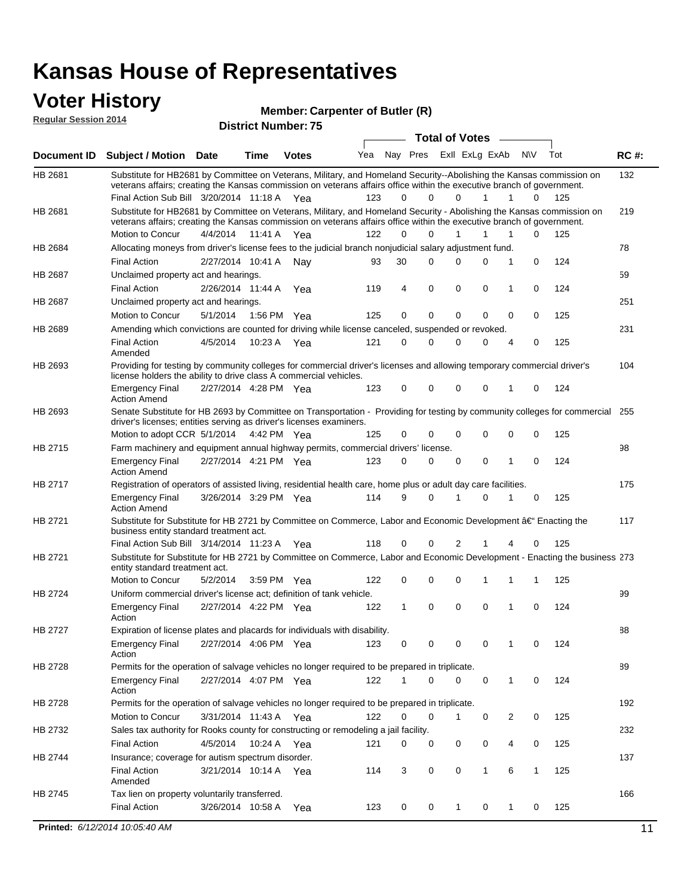# Kansas House of Representatives

## Voter History

**Regular Session 2014**

**Member: Carpenter of Butler (R)**

**District Number: 75**

| Document ID | Subject / Motion | Date | Time | Votes | Yea | Nay | Pres | ExII | ExLg | ExAb | N\V | Tot | RC #: |
|---|---|---|---|---|---|---|---|---|---|---|---|---|---|
| HB 2681 | Substitute for HB2681 by Committee on Veterans, Military, and Homeland Security--Abolishing the Kansas commission on veterans affairs; creating the Kansas commission on veterans affairs office within the executive branch of government. | | | | | | | | | | | | 132 |
| | Final Action Sub Bill | 3/20/2014 | 11:18 A | Yea | 123 | 0 | 0 | 0 | 1 | 1 | 0 | 125 | |
| HB 2681 | Substitute for HB2681 by Committee on Veterans, Military, and Homeland Security - Abolishing the Kansas commission on veterans affairs; creating the Kansas commission on veterans affairs office within the executive branch of government. | | | | | | | | | | | | 219 |
| | Motion to Concur | 4/4/2014 | 11:41 A | Yea | 122 | 0 | 0 | 1 | 1 | 1 | 0 | 125 | |
| HB 2684 | Allocating moneys from driver's license fees to the judicial branch nonjudicial salary adjustment fund. | | | | | | | | | | | | 78 |
| | Final Action | 2/27/2014 | 10:41 A | Nay | 93 | 30 | 0 | 0 | 0 | 1 | 0 | 124 | |
| HB 2687 | Unclaimed property act and hearings. | | | | | | | | | | | | 59 |
| | Final Action | 2/26/2014 | 11:44 A | Yea | 119 | 4 | 0 | 0 | 0 | 1 | 0 | 124 | |
| HB 2687 | Unclaimed property act and hearings. | | | | | | | | | | | | 251 |
| | Motion to Concur | 5/1/2014 | 1:56 PM | Yea | 125 | 0 | 0 | 0 | 0 | 0 | 0 | 125 | |
| HB 2689 | Amending which convictions are counted for driving while license canceled, suspended or revoked. | | | | | | | | | | | | 231 |
| | Final Action Amended | 4/5/2014 | 10:23 A | Yea | 121 | 0 | 0 | 0 | 0 | 4 | 0 | 125 | |
| HB 2693 | Providing for testing by community colleges for commercial driver's licenses and allowing temporary commercial driver's license holders the ability to drive class A commercial vehicles. | | | | | | | | | | | | 104 |
| | Emergency Final Action Amend | 2/27/2014 | 4:28 PM | Yea | 123 | 0 | 0 | 0 | 0 | 1 | 0 | 124 | |
| HB 2693 | Senate Substitute for HB 2693 by Committee on Transportation - Providing for testing by community colleges for commercial driver's licenses; entities serving as driver's licenses examiners. | | | | | | | | | | | | 255 |
| | Motion to adopt CCR | 5/1/2014 | 4:42 PM | Yea | 125 | 0 | 0 | 0 | 0 | 0 | 0 | 125 | |
| HB 2715 | Farm machinery and equipment annual highway permits, commercial drivers' license. | | | | | | | | | | | | 98 |
| | Emergency Final Action Amend | 2/27/2014 | 4:21 PM | Yea | 123 | 0 | 0 | 0 | 0 | 1 | 0 | 124 | |
| HB 2717 | Registration of operators of assisted living, residential health care, home plus or adult day care facilities. | | | | | | | | | | | | 175 |
| | Emergency Final Action Amend | 3/26/2014 | 3:29 PM | Yea | 114 | 9 | 0 | 1 | 0 | 1 | 0 | 125 | |
| HB 2721 | Substitute for Substitute for HB 2721 by Committee on Commerce, Labor and Economic Development â€" Enacting the business entity standard treatment act. | | | | | | | | | | | | 117 |
| | Final Action Sub Bill | 3/14/2014 | 11:23 A | Yea | 118 | 0 | 0 | 2 | 1 | 4 | 0 | 125 | |
| HB 2721 | Substitute for Substitute for HB 2721 by Committee on Commerce, Labor and Economic Development - Enacting the business entity standard treatment act. | | | | | | | | | | | | 273 |
| | Motion to Concur | 5/2/2014 | 3:59 PM | Yea | 122 | 0 | 0 | 0 | 1 | 1 | 1 | 125 | |
| HB 2724 | Uniform commercial driver's license act; definition of tank vehicle. | | | | | | | | | | | | 99 |
| | Emergency Final Action | 2/27/2014 | 4:22 PM | Yea | 122 | 1 | 0 | 0 | 0 | 1 | 0 | 124 | |
| HB 2727 | Expiration of license plates and placards for individuals with disability. | | | | | | | | | | | | 88 |
| | Emergency Final Action | 2/27/2014 | 4:06 PM | Yea | 123 | 0 | 0 | 0 | 0 | 1 | 0 | 124 | |
| HB 2728 | Permits for the operation of salvage vehicles no longer required to be prepared in triplicate. | | | | | | | | | | | | 89 |
| | Emergency Final Action | 2/27/2014 | 4:07 PM | Yea | 122 | 1 | 0 | 0 | 0 | 1 | 0 | 124 | |
| HB 2728 | Permits for the operation of salvage vehicles no longer required to be prepared in triplicate. | | | | | | | | | | | | 192 |
| | Motion to Concur | 3/31/2014 | 11:43 A | Yea | 122 | 0 | 0 | 1 | 0 | 2 | 0 | 125 | |
| HB 2732 | Sales tax authority for Rooks county for constructing or remodeling a jail facility. | | | | | | | | | | | | 232 |
| | Final Action | 4/5/2014 | 10:24 A | Yea | 121 | 0 | 0 | 0 | 0 | 4 | 0 | 125 | |
| HB 2744 | Insurance; coverage for autism spectrum disorder. | | | | | | | | | | | | 137 |
| | Final Action Amended | 3/21/2014 | 10:14 A | Yea | 114 | 3 | 0 | 0 | 1 | 6 | 1 | 125 | |
| HB 2745 | Tax lien on property voluntarily transferred. | | | | | | | | | | | | 166 |
| | Final Action | 3/26/2014 | 10:58 A | Yea | 123 | 0 | 0 | 1 | 0 | 1 | 0 | 125 | |

**Printed:** *6/12/2014 10:05:40 AM*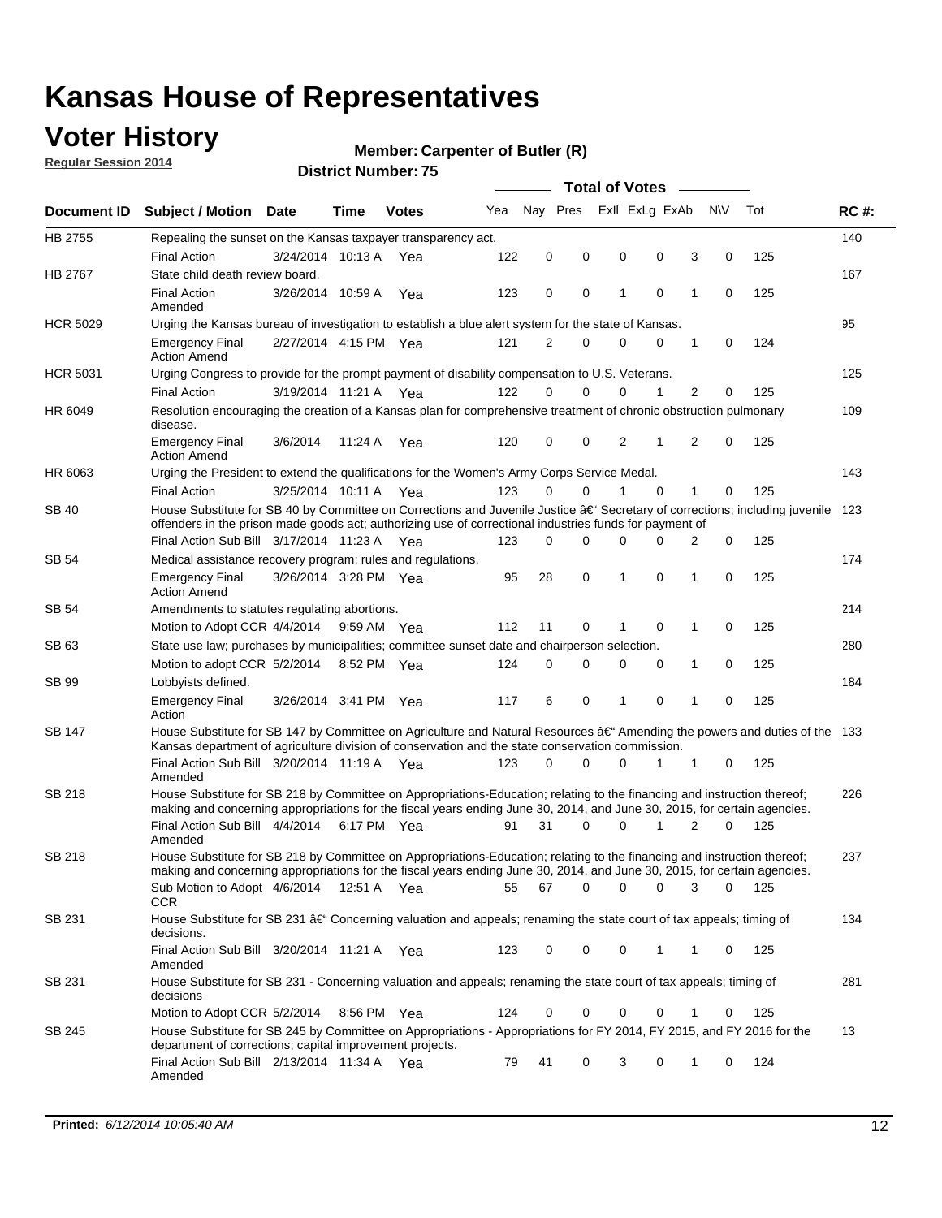# Kansas House of Representatives

## Voter History

**Regular Session 2014**

**Member: Carpenter of Butler (R)**

**District Number: 75**

| Document ID | Subject / Motion | Date | Time | Votes | Yea | Nay | Pres | ExII | ExLg | ExAb | N\V | Tot | RC #: |
|---|---|---|---|---|---|---|---|---|---|---|---|---|---|
| HB 2755 | Repealing the sunset on the Kansas taxpayer transparency act. | | | | | | | | | | | | 140 |
| | Final Action | 3/24/2014 | 10:13 A | Yea | 122 | 0 | 0 | 0 | 0 | 3 | 0 | 125 | |
| HB 2767 | State child death review board. | | | | | | | | | | | | 167 |
| | Final Action Amended | 3/26/2014 | 10:59 A | Yea | 123 | 0 | 0 | 1 | 0 | 1 | 0 | 125 | |
| HCR 5029 | Urging the Kansas bureau of investigation to establish a blue alert system for the state of Kansas. | | | | | | | | | | | | 95 |
| | Emergency Final Action Amend | 2/27/2014 | 4:15 PM | Yea | 121 | 2 | 0 | 0 | 0 | 1 | 0 | 124 | |
| HCR 5031 | Urging Congress to provide for the prompt payment of disability compensation to U.S. Veterans. | | | | | | | | | | | | 125 |
| | Final Action | 3/19/2014 | 11:21 A | Yea | 122 | 0 | 0 | 0 | 1 | 2 | 0 | 125 | |
| HR 6049 | Resolution encouraging the creation of a Kansas plan for comprehensive treatment of chronic obstruction pulmonary disease. | | | | | | | | | | | | 109 |
| | Emergency Final Action Amend | 3/6/2014 | 11:24 A | Yea | 120 | 0 | 0 | 2 | 1 | 2 | 0 | 125 | |
| HR 6063 | Urging the President to extend the qualifications for the Women's Army Corps Service Medal. | | | | | | | | | | | | 143 |
| | Final Action | 3/25/2014 | 10:11 A | Yea | 123 | 0 | 0 | 1 | 0 | 1 | 0 | 125 | |
| SB 40 | House Substitute for SB 40 by Committee on Corrections and Juvenile Justice â€" Secretary of corrections; including juvenile offenders in the prison made goods act; authorizing use of correctional industries funds for payment of | | | | | | | | | | | | 123 |
| | Final Action Sub Bill | 3/17/2014 | 11:23 A | Yea | 123 | 0 | 0 | 0 | 0 | 2 | 0 | 125 | |
| SB 54 | Medical assistance recovery program; rules and regulations. | | | | | | | | | | | | 174 |
| | Emergency Final Action Amend | 3/26/2014 | 3:28 PM | Yea | 95 | 28 | 0 | 1 | 0 | 1 | 0 | 125 | |
| SB 54 | Amendments to statutes regulating abortions. | | | | | | | | | | | | 214 |
| | Motion to Adopt CCR | 4/4/2014 | 9:59 AM | Yea | 112 | 11 | 0 | 1 | 0 | 1 | 0 | 125 | |
| SB 63 | State use law; purchases by municipalities; committee sunset date and chairperson selection. | | | | | | | | | | | | 280 |
| | Motion to adopt CCR | 5/2/2014 | 8:52 PM | Yea | 124 | 0 | 0 | 0 | 0 | 1 | 0 | 125 | |
| SB 99 | Lobbyists defined. | | | | | | | | | | | | 184 |
| | Emergency Final Action | 3/26/2014 | 3:41 PM | Yea | 117 | 6 | 0 | 1 | 0 | 1 | 0 | 125 | |
| SB 147 | House Substitute for SB 147 by Committee on Agriculture and Natural Resources â€" Amending the powers and duties of the Kansas department of agriculture division of conservation and the state conservation commission. | | | | | | | | | | | | 133 |
| | Final Action Sub Bill Amended | 3/20/2014 | 11:19 A | Yea | 123 | 0 | 0 | 0 | 1 | 1 | 0 | 125 | |
| SB 218 | House Substitute for SB 218 by Committee on Appropriations-Education; relating to the financing and instruction thereof; making and concerning appropriations for the fiscal years ending June 30, 2014, and June 30, 2015, for certain agencies. | | | | | | | | | | | | 226 |
| | Final Action Sub Bill Amended | 4/4/2014 | 6:17 PM | Yea | 91 | 31 | 0 | 0 | 1 | 2 | 0 | 125 | |
| SB 218 | House Substitute for SB 218 by Committee on Appropriations-Education; relating to the financing and instruction thereof; making and concerning appropriations for the fiscal years ending June 30, 2014, and June 30, 2015, for certain agencies. | | | | | | | | | | | | 237 |
| | Sub Motion to Adopt CCR | 4/6/2014 | 12:51 A | Yea | 55 | 67 | 0 | 0 | 0 | 3 | 0 | 125 | |
| SB 231 | House Substitute for SB 231 â€" Concerning valuation and appeals; renaming the state court of tax appeals; timing of decisions. | | | | | | | | | | | | 134 |
| | Final Action Sub Bill Amended | 3/20/2014 | 11:21 A | Yea | 123 | 0 | 0 | 0 | 1 | 1 | 0 | 125 | |
| SB 231 | House Substitute for SB 231 - Concerning valuation and appeals; renaming the state court of tax appeals; timing of decisions | | | | | | | | | | | | 281 |
| | Motion to Adopt CCR | 5/2/2014 | 8:56 PM | Yea | 124 | 0 | 0 | 0 | 0 | 1 | 0 | 125 | |
| SB 245 | House Substitute for SB 245 by Committee on Appropriations - Appropriations for FY 2014, FY 2015, and FY 2016 for the department of corrections; capital improvement projects. | | | | | | | | | | | | 13 |
| | Final Action Sub Bill Amended | 2/13/2014 | 11:34 A | Yea | 79 | 41 | 0 | 3 | 0 | 1 | 0 | 124 | |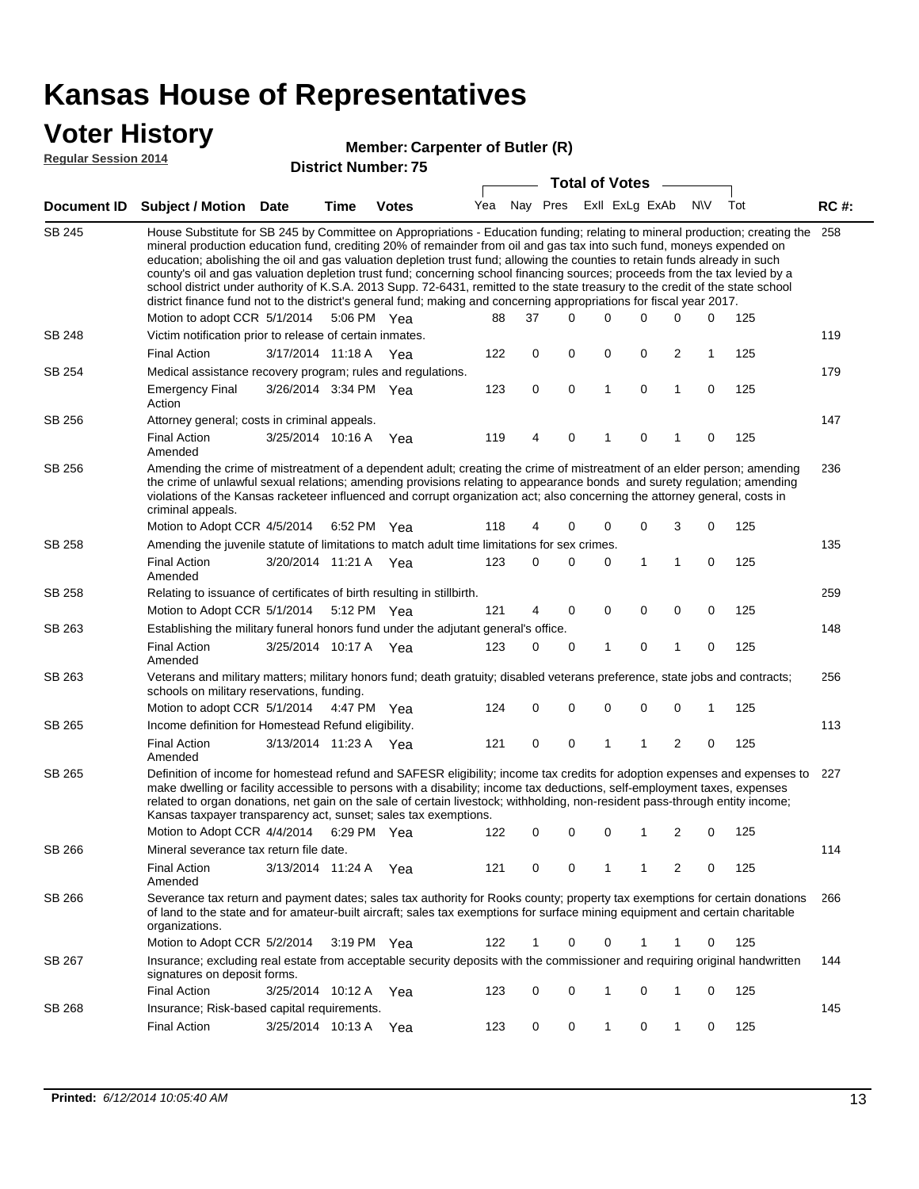# Kansas House of Representatives

## Voter History

**Regular Session 2014**

**Member: Carpenter of Butler (R)**

**District Number: 75**

| Document ID | Subject / Motion | Date | Time | Votes | Yea | Nay | Pres | Exll | ExLg | ExAb | N\V | Tot | RC #: |
|---|---|---|---|---|---|---|---|---|---|---|---|---|---|
| SB 245 | House Substitute for SB 245 by Committee on Appropriations - Education funding; relating to mineral production; creating the mineral production education fund, crediting 20% of remainder from oil and gas tax into such fund, moneys expended on education; abolishing the oil and gas valuation depletion trust fund; allowing the counties to retain funds already in such county's oil and gas valuation depletion trust fund; concerning school financing sources; proceeds from the tax levied by a school district under authority of K.S.A. 2013 Supp. 72-6431, remitted to the state treasury to the credit of the state school district finance fund not to the district's general fund; making and concerning appropriations for fiscal year 2017. | | | | | | | | | | | | 258 |
| | Motion to adopt CCR | 5/1/2014 | 5:06 PM | Yea | 88 | 37 | 0 | 0 | 0 | 0 | 0 | 125 | |
| SB 248 | Victim notification prior to release of certain inmates. | | | | | | | | | | | | 119 |
| | Final Action | 3/17/2014 | 11:18 A | Yea | 122 | 0 | 0 | 0 | 0 | 2 | 1 | 125 | |
| SB 254 | Medical assistance recovery program; rules and regulations. | | | | | | | | | | | | 179 |
| | Emergency Final Action | 3/26/2014 | 3:34 PM | Yea | 123 | 0 | 0 | 1 | 0 | 1 | 0 | 125 | |
| SB 256 | Attorney general; costs in criminal appeals. | | | | | | | | | | | | 147 |
| | Final Action Amended | 3/25/2014 | 10:16 A | Yea | 119 | 4 | 0 | 1 | 0 | 1 | 0 | 125 | |
| SB 256 | Amending the crime of mistreatment of a dependent adult; creating the crime of mistreatment of an elder person; amending the crime of unlawful sexual relations; amending provisions relating to appearance bonds and surety regulation; amending violations of the Kansas racketeer influenced and corrupt organization act; also concerning the attorney general, costs in criminal appeals. | | | | | | | | | | | | 236 |
| | Motion to Adopt CCR | 4/5/2014 | 6:52 PM | Yea | 118 | 4 | 0 | 0 | 0 | 3 | 0 | 125 | |
| SB 258 | Amending the juvenile statute of limitations to match adult time limitations for sex crimes. | | | | | | | | | | | | 135 |
| | Final Action Amended | 3/20/2014 | 11:21 A | Yea | 123 | 0 | 0 | 0 | 1 | 1 | 0 | 125 | |
| SB 258 | Relating to issuance of certificates of birth resulting in stillbirth. | | | | | | | | | | | | 259 |
| | Motion to Adopt CCR | 5/1/2014 | 5:12 PM | Yea | 121 | 4 | 0 | 0 | 0 | 0 | 0 | 125 | |
| SB 263 | Establishing the military funeral honors fund under the adjutant general's office. | | | | | | | | | | | | 148 |
| | Final Action Amended | 3/25/2014 | 10:17 A | Yea | 123 | 0 | 0 | 1 | 0 | 1 | 0 | 125 | |
| SB 263 | Veterans and military matters; military honors fund; death gratuity; disabled veterans preference, state jobs and contracts; schools on military reservations, funding. | | | | | | | | | | | | 256 |
| | Motion to adopt CCR | 5/1/2014 | 4:47 PM | Yea | 124 | 0 | 0 | 0 | 0 | 0 | 1 | 125 | |
| SB 265 | Income definition for Homestead Refund eligibility. | | | | | | | | | | | | 113 |
| | Final Action Amended | 3/13/2014 | 11:23 A | Yea | 121 | 0 | 0 | 1 | 1 | 2 | 0 | 125 | |
| SB 265 | Definition of income for homestead refund and SAFESR eligibility; income tax credits for adoption expenses and expenses to make dwelling or facility accessible to persons with a disability; income tax deductions, self-employment taxes, expenses related to organ donations, net gain on the sale of certain livestock; withholding, non-resident pass-through entity income; Kansas taxpayer transparency act, sunset; sales tax exemptions. | | | | | | | | | | | | 227 |
| | Motion to Adopt CCR | 4/4/2014 | 6:29 PM | Yea | 122 | 0 | 0 | 0 | 1 | 2 | 0 | 125 | |
| SB 266 | Mineral severance tax return file date. | | | | | | | | | | | | 114 |
| | Final Action Amended | 3/13/2014 | 11:24 A | Yea | 121 | 0 | 0 | 1 | 1 | 2 | 0 | 125 | |
| SB 266 | Severance tax return and payment dates; sales tax authority for Rooks county; property tax exemptions for certain donations of land to the state and for amateur-built aircraft; sales tax exemptions for surface mining equipment and certain charitable organizations. | | | | | | | | | | | | 266 |
| | Motion to Adopt CCR | 5/2/2014 | 3:19 PM | Yea | 122 | 1 | 0 | 0 | 1 | 1 | 0 | 125 | |
| SB 267 | Insurance; excluding real estate from acceptable security deposits with the commissioner and requiring original handwritten signatures on deposit forms. | | | | | | | | | | | | 144 |
| | Final Action | 3/25/2014 | 10:12 A | Yea | 123 | 0 | 0 | 1 | 0 | 1 | 0 | 125 | |
| SB 268 | Insurance; Risk-based capital requirements. | | | | | | | | | | | | 145 |
| | Final Action | 3/25/2014 | 10:13 A | Yea | 123 | 0 | 0 | 1 | 0 | 1 | 0 | 125 | |

**Printed:** *6/12/2014 10:05:40 AM*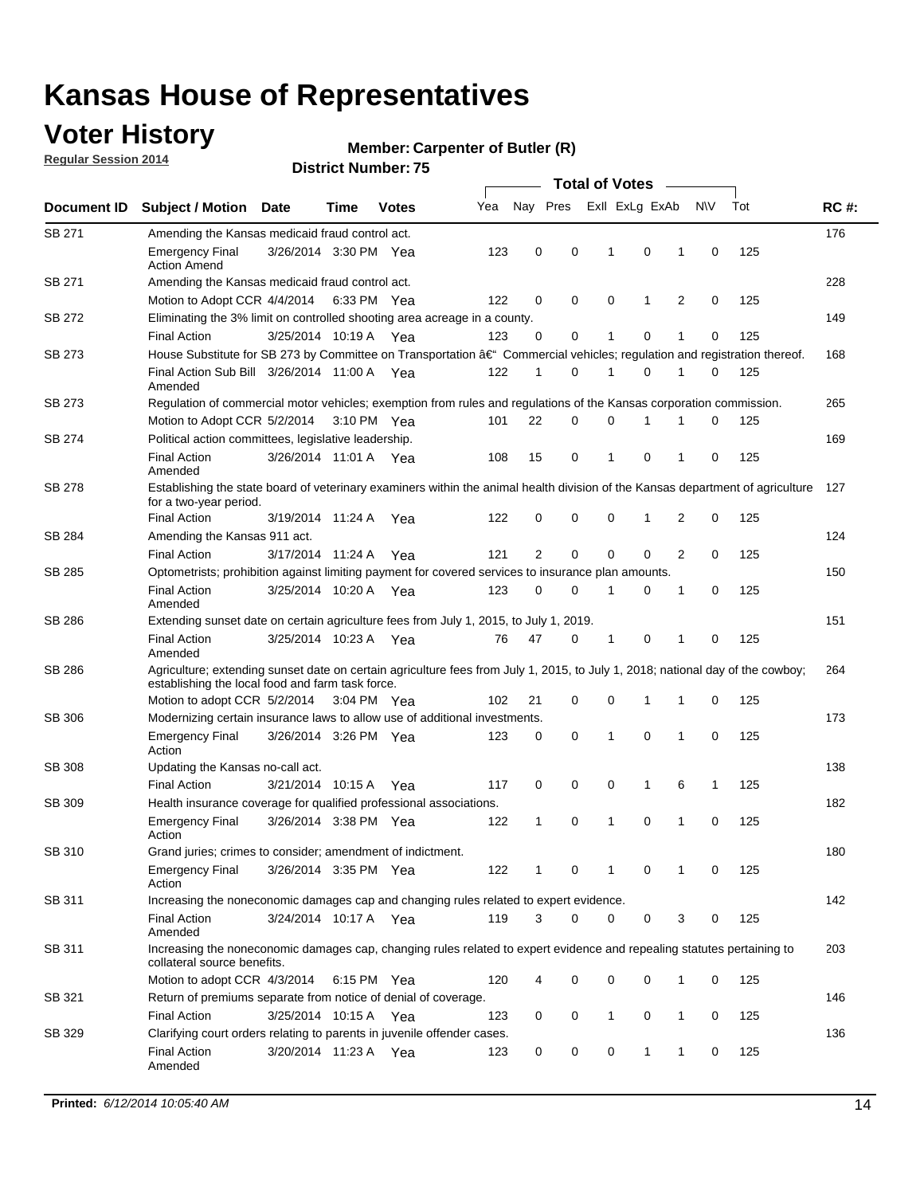# Kansas House of Representatives

## Voter History

**Regular Session 2014**

**Member: Carpenter of Butler (R)**

**District Number: 75**

| Document ID | Subject / Motion | Date | Time | Votes | Yea | Nay | Pres | ExII | ExLg | ExAb | N\V | Tot | RC #: |
|---|---|---|---|---|---|---|---|---|---|---|---|---|---|
| SB 271 | Amending the Kansas medicaid fraud control act. | | | | | | | | | | | | 176 |
| | Emergency Final Action Amend | 3/26/2014 | 3:30 PM | Yea | 123 | 0 | 0 | 1 | 0 | 1 | 0 | 125 | |
| SB 271 | Amending the Kansas medicaid fraud control act. | | | | | | | | | | | | 228 |
| | Motion to Adopt CCR | 4/4/2014 | 6:33 PM | Yea | 122 | 0 | 0 | 0 | 1 | 2 | 0 | 125 | |
| SB 272 | Eliminating the 3% limit on controlled shooting area acreage in a county. | | | | | | | | | | | | 149 |
| | Final Action | 3/25/2014 | 10:19 A | Yea | 123 | 0 | 0 | 1 | 0 | 1 | 0 | 125 | |
| SB 273 | House Substitute for SB 273 by Committee on Transportation â€" Commercial vehicles; regulation and registration thereof. | | | | | | | | | | | | 168 |
| | Final Action Sub Bill Amended | 3/26/2014 | 11:00 A | Yea | 122 | 1 | 0 | 1 | 0 | 1 | 0 | 125 | |
| SB 273 | Regulation of commercial motor vehicles; exemption from rules and regulations of the Kansas corporation commission. | | | | | | | | | | | | 265 |
| | Motion to Adopt CCR | 5/2/2014 | 3:10 PM | Yea | 101 | 22 | 0 | 0 | 1 | 1 | 0 | 125 | |
| SB 274 | Political action committees, legislative leadership. | | | | | | | | | | | | 169 |
| | Final Action Amended | 3/26/2014 | 11:01 A | Yea | 108 | 15 | 0 | 1 | 0 | 1 | 0 | 125 | |
| SB 278 | Establishing the state board of veterinary examiners within the animal health division of the Kansas department of agriculture for a two-year period. | | | | | | | | | | | | 127 |
| | Final Action | 3/19/2014 | 11:24 A | Yea | 122 | 0 | 0 | 0 | 1 | 2 | 0 | 125 | |
| SB 284 | Amending the Kansas 911 act. | | | | | | | | | | | | 124 |
| | Final Action | 3/17/2014 | 11:24 A | Yea | 121 | 2 | 0 | 0 | 0 | 2 | 0 | 125 | |
| SB 285 | Optometrists; prohibition against limiting payment for covered services to insurance plan amounts. | | | | | | | | | | | | 150 |
| | Final Action Amended | 3/25/2014 | 10:20 A | Yea | 123 | 0 | 0 | 1 | 0 | 1 | 0 | 125 | |
| SB 286 | Extending sunset date on certain agriculture fees from July 1, 2015, to July 1, 2019. | | | | | | | | | | | | 151 |
| | Final Action Amended | 3/25/2014 | 10:23 A | Yea | 76 | 47 | 0 | 1 | 0 | 1 | 0 | 125 | |
| SB 286 | Agriculture; extending sunset date on certain agriculture fees from July 1, 2015, to July 1, 2018; national day of the cowboy; establishing the local food and farm task force. | | | | | | | | | | | | 264 |
| | Motion to adopt CCR | 5/2/2014 | 3:04 PM | Yea | 102 | 21 | 0 | 0 | 1 | 1 | 0 | 125 | |
| SB 306 | Modernizing certain insurance laws to allow use of additional investments. | | | | | | | | | | | | 173 |
| | Emergency Final Action | 3/26/2014 | 3:26 PM | Yea | 123 | 0 | 0 | 1 | 0 | 1 | 0 | 125 | |
| SB 308 | Updating the Kansas no-call act. | | | | | | | | | | | | 138 |
| | Final Action | 3/21/2014 | 10:15 A | Yea | 117 | 0 | 0 | 0 | 1 | 6 | 1 | 125 | |
| SB 309 | Health insurance coverage for qualified professional associations. | | | | | | | | | | | | 182 |
| | Emergency Final Action | 3/26/2014 | 3:38 PM | Yea | 122 | 1 | 0 | 1 | 0 | 1 | 0 | 125 | |
| SB 310 | Grand juries; crimes to consider; amendment of indictment. | | | | | | | | | | | | 180 |
| | Emergency Final Action | 3/26/2014 | 3:35 PM | Yea | 122 | 1 | 0 | 1 | 0 | 1 | 0 | 125 | |
| SB 311 | Increasing the noneconomic damages cap and changing rules related to expert evidence. | | | | | | | | | | | | 142 |
| | Final Action Amended | 3/24/2014 | 10:17 A | Yea | 119 | 3 | 0 | 0 | 0 | 3 | 0 | 125 | |
| SB 311 | Increasing the noneconomic damages cap, changing rules related to expert evidence and repealing statutes pertaining to collateral source benefits. | | | | | | | | | | | | 203 |
| | Motion to adopt CCR | 4/3/2014 | 6:15 PM | Yea | 120 | 4 | 0 | 0 | 0 | 1 | 0 | 125 | |
| SB 321 | Return of premiums separate from notice of denial of coverage. | | | | | | | | | | | | 146 |
| | Final Action | 3/25/2014 | 10:15 A | Yea | 123 | 0 | 0 | 1 | 0 | 1 | 0 | 125 | |
| SB 329 | Clarifying court orders relating to parents in juvenile offender cases. | | | | | | | | | | | | 136 |
| | Final Action Amended | 3/20/2014 | 11:23 A | Yea | 123 | 0 | 0 | 0 | 1 | 1 | 0 | 125 | |

**Printed:** *6/12/2014 10:05:40 AM*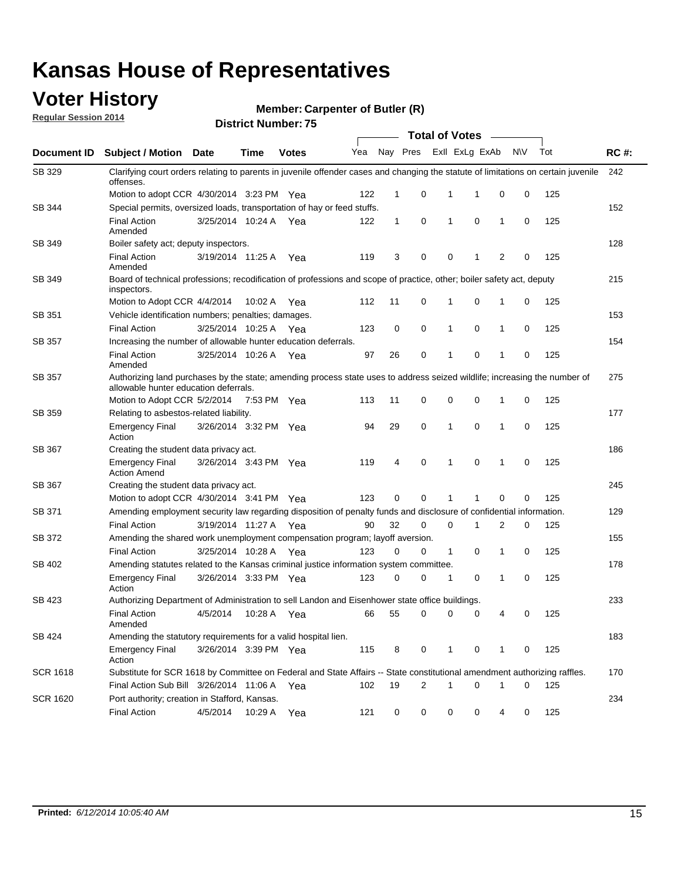# Kansas House of Representatives

## Voter History

**Regular Session 2014**

**Member: Carpenter of Butler (R)**

**District Number: 75**

| Document ID | Subject / Motion | Date | Time | Votes | Yea | Nay | Pres | ExII | ExLg | ExAb | N\V | Tot | RC #: |
|---|---|---|---|---|---|---|---|---|---|---|---|---|---|
| SB 329 | Clarifying court orders relating to parents in juvenile offender cases and changing the statute of limitations on certain juvenile offenses. | | | | | | | | | | | | 242 |
| | Motion to adopt CCR | 4/30/2014 | 3:23 PM | Yea | 122 | 1 | 0 | 1 | 1 | 0 | 0 | 125 | |
| SB 344 | Special permits, oversized loads, transportation of hay or feed stuffs. | | | | | | | | | | | | 152 |
| | Final Action Amended | 3/25/2014 | 10:24 A | Yea | 122 | 1 | 0 | 1 | 0 | 1 | 0 | 125 | |
| SB 349 | Boiler safety act; deputy inspectors. | | | | | | | | | | | | 128 |
| | Final Action Amended | 3/19/2014 | 11:25 A | Yea | 119 | 3 | 0 | 0 | 1 | 2 | 0 | 125 | |
| SB 349 | Board of technical professions; recodification of professions and scope of practice, other; boiler safety act, deputy inspectors. | | | | | | | | | | | | 215 |
| | Motion to Adopt CCR | 4/4/2014 | 10:02 A | Yea | 112 | 11 | 0 | 1 | 0 | 1 | 0 | 125 | |
| SB 351 | Vehicle identification numbers; penalties; damages. | | | | | | | | | | | | 153 |
| | Final Action | 3/25/2014 | 10:25 A | Yea | 123 | 0 | 0 | 1 | 0 | 1 | 0 | 125 | |
| SB 357 | Increasing the number of allowable hunter education deferrals. | | | | | | | | | | | | 154 |
| | Final Action Amended | 3/25/2014 | 10:26 A | Yea | 97 | 26 | 0 | 1 | 0 | 1 | 0 | 125 | |
| SB 357 | Authorizing land purchases by the state; amending process state uses to address seized wildlife; increasing the number of allowable hunter education deferrals. | | | | | | | | | | | | 275 |
| | Motion to Adopt CCR | 5/2/2014 | 7:53 PM | Yea | 113 | 11 | 0 | 0 | 0 | 1 | 0 | 125 | |
| SB 359 | Relating to asbestos-related liability. | | | | | | | | | | | | 177 |
| | Emergency Final Action | 3/26/2014 | 3:32 PM | Yea | 94 | 29 | 0 | 1 | 0 | 1 | 0 | 125 | |
| SB 367 | Creating the student data privacy act. | | | | | | | | | | | | 186 |
| | Emergency Final Action Amend | 3/26/2014 | 3:43 PM | Yea | 119 | 4 | 0 | 1 | 0 | 1 | 0 | 125 | |
| SB 367 | Creating the student data privacy act. | | | | | | | | | | | | 245 |
| | Motion to adopt CCR | 4/30/2014 | 3:41 PM | Yea | 123 | 0 | 0 | 1 | 1 | 0 | 0 | 125 | |
| SB 371 | Amending employment security law regarding disposition of penalty funds and disclosure of confidential information. | | | | | | | | | | | | 129 |
| | Final Action | 3/19/2014 | 11:27 A | Yea | 90 | 32 | 0 | 0 | 1 | 2 | 0 | 125 | |
| SB 372 | Amending the shared work unemployment compensation program; layoff aversion. | | | | | | | | | | | | 155 |
| | Final Action | 3/25/2014 | 10:28 A | Yea | 123 | 0 | 0 | 1 | 0 | 1 | 0 | 125 | |
| SB 402 | Amending statutes related to the Kansas criminal justice information system committee. | | | | | | | | | | | | 178 |
| | Emergency Final Action | 3/26/2014 | 3:33 PM | Yea | 123 | 0 | 0 | 1 | 0 | 1 | 0 | 125 | |
| SB 423 | Authorizing Department of Administration to sell Landon and Eisenhower state office buildings. | | | | | | | | | | | | 233 |
| | Final Action Amended | 4/5/2014 | 10:28 A | Yea | 66 | 55 | 0 | 0 | 0 | 4 | 0 | 125 | |
| SB 424 | Amending the statutory requirements for a valid hospital lien. | | | | | | | | | | | | 183 |
| | Emergency Final Action | 3/26/2014 | 3:39 PM | Yea | 115 | 8 | 0 | 1 | 0 | 1 | 0 | 125 | |
| SCR 1618 | Substitute for SCR 1618 by Committee on Federal and State Affairs -- State constitutional amendment authorizing raffles. | | | | | | | | | | | | 170 |
| | Final Action Sub Bill | 3/26/2014 | 11:06 A | Yea | 102 | 19 | 2 | 1 | 0 | 1 | 0 | 125 | |
| SCR 1620 | Port authority; creation in Stafford, Kansas. | | | | | | | | | | | | 234 |
| | Final Action | 4/5/2014 | 10:29 A | Yea | 121 | 0 | 0 | 0 | 0 | 4 | 0 | 125 | |

**Printed:** *6/12/2014 10:05:40 AM*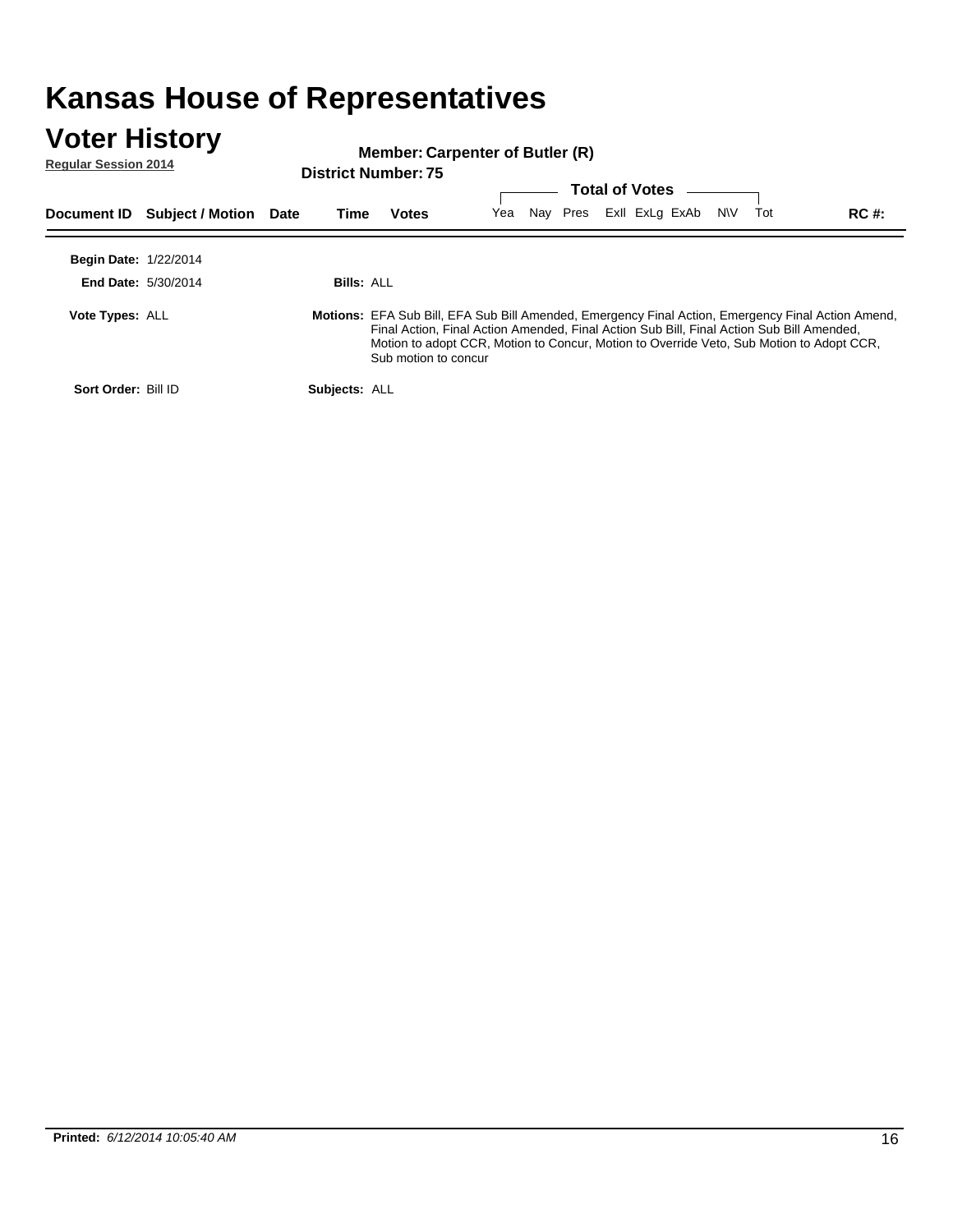# Kansas House of Representatives

## Voter History

**Regular Session 2014**

**Member: Carpenter of Butler (R)**

**District Number: 75**

| Document ID | Subject / Motion | Date | Time | Votes | Yea | Nay | Pres | ExII | ExLg | ExAb | N\V | Tot | RC #: |
|---|---|---|---|---|---|---|---|---|---|---|---|---|---|

(Yea through Tot: Total of Votes)

**Begin Date:** 1/22/2014

**End Date:** 5/30/2014

**Bills:** ALL

**Vote Types:** ALL

**Motions:** EFA Sub Bill, EFA Sub Bill Amended, Emergency Final Action, Emergency Final Action Amend, Final Action, Final Action Amended, Final Action Sub Bill, Final Action Sub Bill Amended, Motion to adopt CCR, Motion to Concur, Motion to Override Veto, Sub Motion to Adopt CCR, Sub motion to concur

**Sort Order:** Bill ID

**Subjects:** ALL

**Printed:** *6/12/2014 10:05:40 AM*